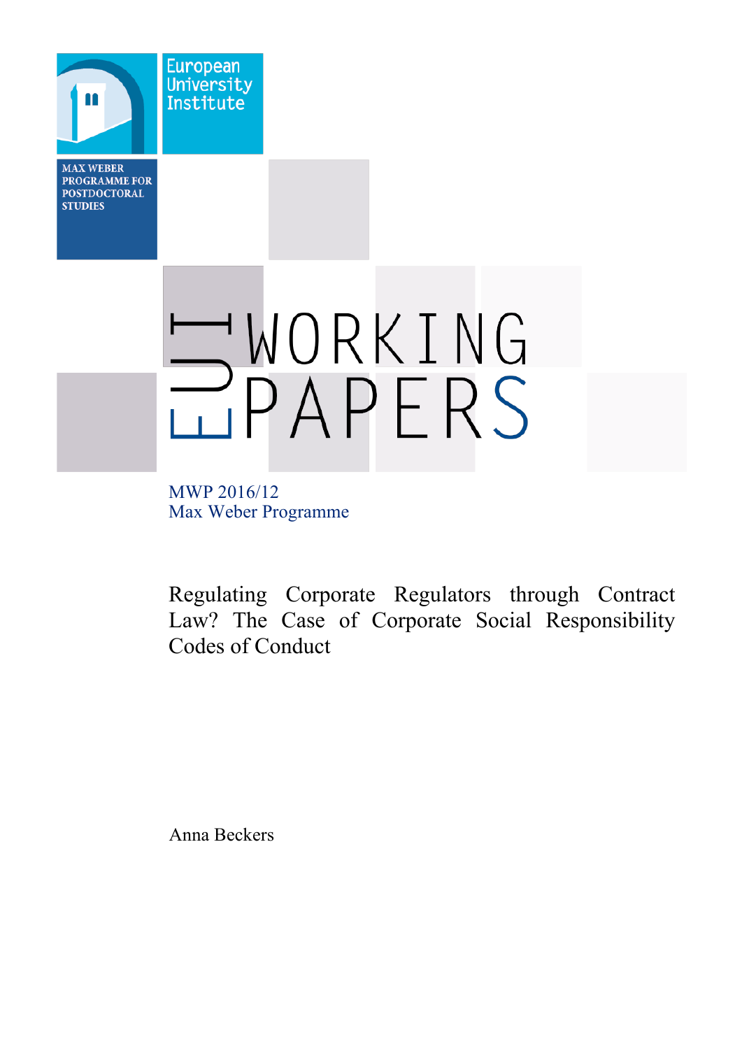European University Institute

MAX WEBER PROGRAMME FOR POSTDOCTORAL STUDIES

EUI WORKING PAPERS

MWP 2016/12
Max Weber Programme

# Regulating Corporate Regulators through Contract Law? The Case of Corporate Social Responsibility Codes of Conduct

Anna Beckers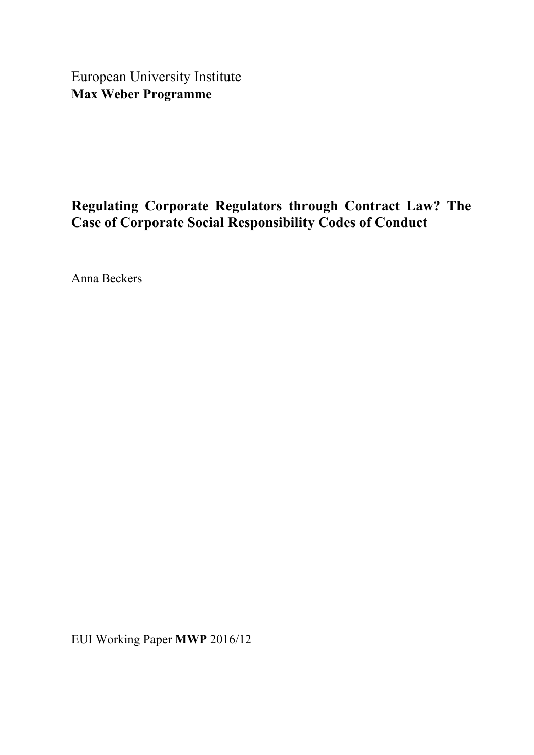European University Institute
**Max Weber Programme**

# Regulating Corporate Regulators through Contract Law? The Case of Corporate Social Responsibility Codes of Conduct

Anna Beckers

EUI Working Paper **MWP** 2016/12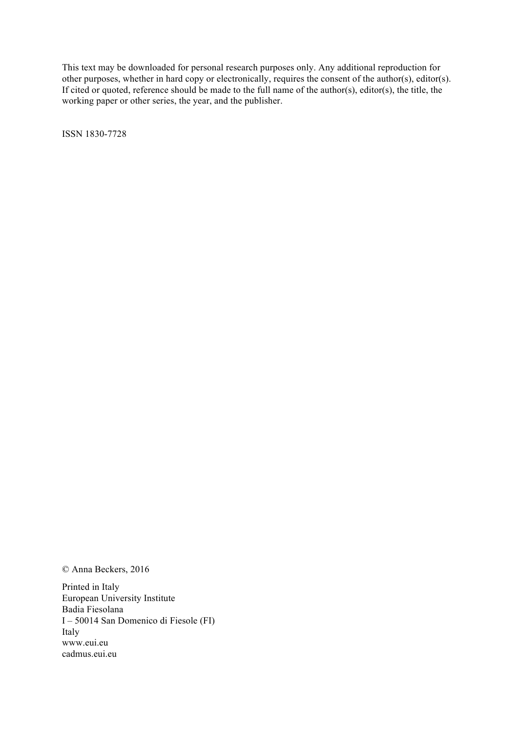This text may be downloaded for personal research purposes only. Any additional reproduction for other purposes, whether in hard copy or electronically, requires the consent of the author(s), editor(s). If cited or quoted, reference should be made to the full name of the author(s), editor(s), the title, the working paper or other series, the year, and the publisher.

ISSN 1830-7728

© Anna Beckers, 2016

Printed in Italy
European University Institute
Badia Fiesolana
I – 50014 San Domenico di Fiesole (FI)
Italy
www.eui.eu
cadmus.eui.eu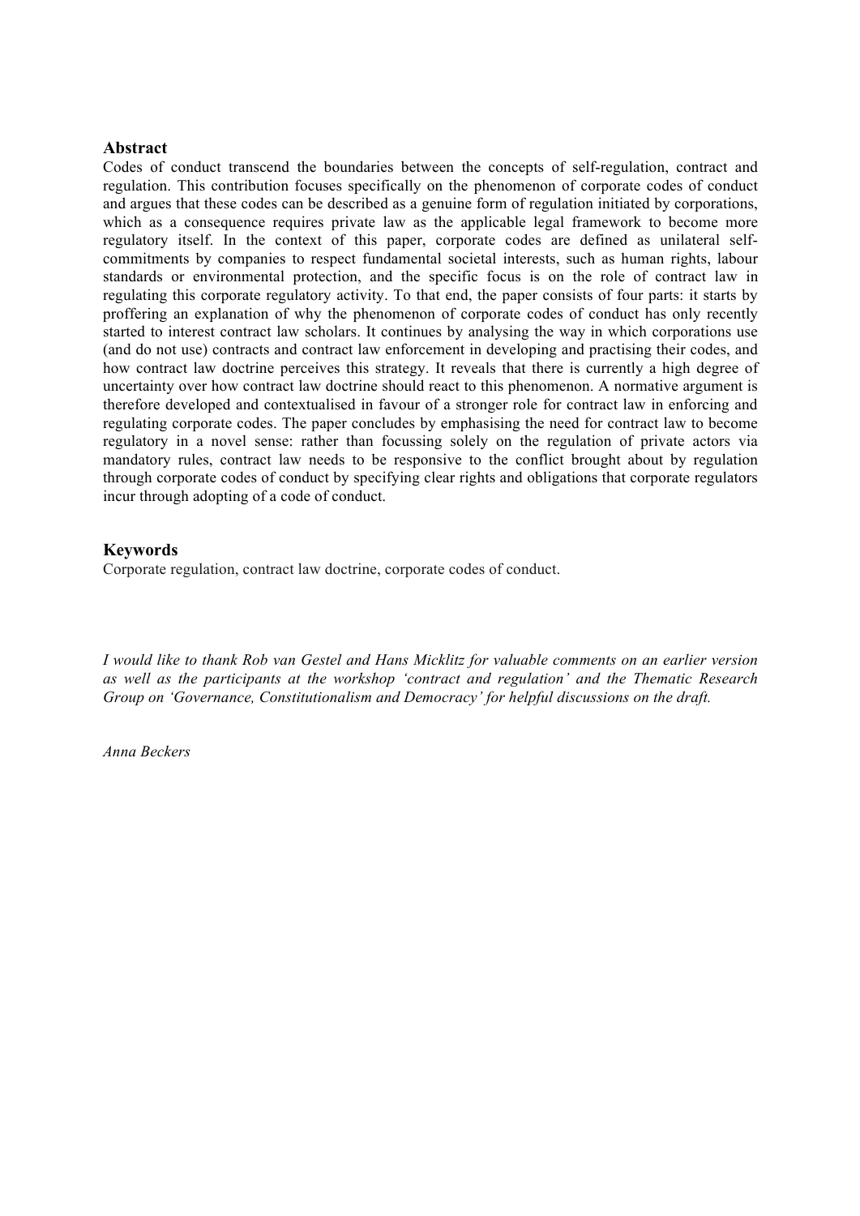## Abstract

Codes of conduct transcend the boundaries between the concepts of self-regulation, contract and regulation. This contribution focuses specifically on the phenomenon of corporate codes of conduct and argues that these codes can be described as a genuine form of regulation initiated by corporations, which as a consequence requires private law as the applicable legal framework to become more regulatory itself. In the context of this paper, corporate codes are defined as unilateral self-commitments by companies to respect fundamental societal interests, such as human rights, labour standards or environmental protection, and the specific focus is on the role of contract law in regulating this corporate regulatory activity. To that end, the paper consists of four parts: it starts by proffering an explanation of why the phenomenon of corporate codes of conduct has only recently started to interest contract law scholars. It continues by analysing the way in which corporations use (and do not use) contracts and contract law enforcement in developing and practising their codes, and how contract law doctrine perceives this strategy. It reveals that there is currently a high degree of uncertainty over how contract law doctrine should react to this phenomenon. A normative argument is therefore developed and contextualised in favour of a stronger role for contract law in enforcing and regulating corporate codes. The paper concludes by emphasising the need for contract law to become regulatory in a novel sense: rather than focussing solely on the regulation of private actors via mandatory rules, contract law needs to be responsive to the conflict brought about by regulation through corporate codes of conduct by specifying clear rights and obligations that corporate regulators incur through adopting of a code of conduct.

## Keywords

Corporate regulation, contract law doctrine, corporate codes of conduct.

*I would like to thank Rob van Gestel and Hans Micklitz for valuable comments on an earlier version as well as the participants at the workshop 'contract and regulation' and the Thematic Research Group on 'Governance, Constitutionalism and Democracy' for helpful discussions on the draft.*

*Anna Beckers*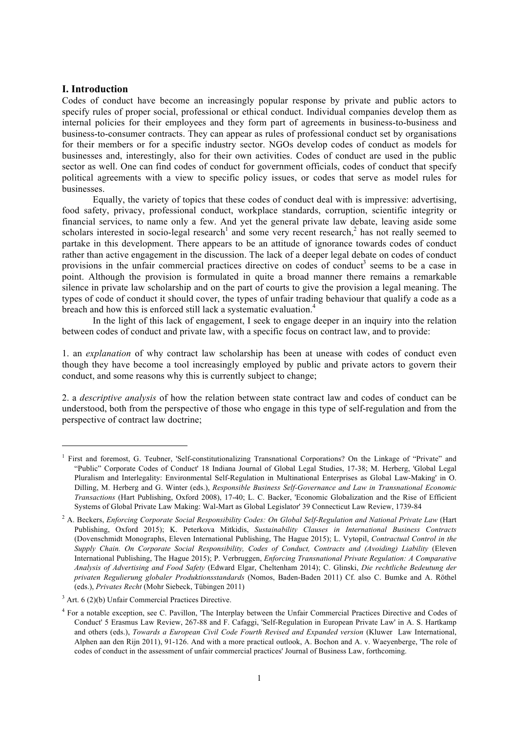## I. Introduction

Codes of conduct have become an increasingly popular response by private and public actors to specify rules of proper social, professional or ethical conduct. Individual companies develop them as internal policies for their employees and they form part of agreements in business-to-business and business-to-consumer contracts. They can appear as rules of professional conduct set by organisations for their members or for a specific industry sector. NGOs develop codes of conduct as models for businesses and, interestingly, also for their own activities. Codes of conduct are used in the public sector as well. One can find codes of conduct for government officials, codes of conduct that specify political agreements with a view to specific policy issues, or codes that serve as model rules for businesses.

Equally, the variety of topics that these codes of conduct deal with is impressive: advertising, food safety, privacy, professional conduct, workplace standards, corruption, scientific integrity or financial services, to name only a few. And yet the general private law debate, leaving aside some scholars interested in socio-legal research[1] and some very recent research,[2] has not really seemed to partake in this development. There appears to be an attitude of ignorance towards codes of conduct rather than active engagement in the discussion. The lack of a deeper legal debate on codes of conduct provisions in the unfair commercial practices directive on codes of conduct[3] seems to be a case in point. Although the provision is formulated in quite a broad manner there remains a remarkable silence in private law scholarship and on the part of courts to give the provision a legal meaning. The types of code of conduct it should cover, the types of unfair trading behaviour that qualify a code as a breach and how this is enforced still lack a systematic evaluation.[4]

In the light of this lack of engagement, I seek to engage deeper in an inquiry into the relation between codes of conduct and private law, with a specific focus on contract law, and to provide:

1. an *explanation* of why contract law scholarship has been at unease with codes of conduct even though they have become a tool increasingly employed by public and private actors to govern their conduct, and some reasons why this is currently subject to change;

2. a *descriptive analysis* of how the relation between state contract law and codes of conduct can be understood, both from the perspective of those who engage in this type of self-regulation and from the perspective of contract law doctrine;

---

[1] First and foremost, G. Teubner, 'Self-constitutionalizing Transnational Corporations? On the Linkage of "Private" and "Public" Corporate Codes of Conduct' 18 Indiana Journal of Global Legal Studies, 17-38; M. Herberg, 'Global Legal Pluralism and Interlegality: Environmental Self-Regulation in Multinational Enterprises as Global Law-Making' in O. Dilling, M. Herberg and G. Winter (eds.), *Responsible Business Self-Governance and Law in Transnational Economic Transactions* (Hart Publishing, Oxford 2008), 17-40; L. C. Backer, 'Economic Globalization and the Rise of Efficient Systems of Global Private Law Making: Wal-Mart as Global Legislator' 39 Connecticut Law Review, 1739-84

[2] A. Beckers, *Enforcing Corporate Social Responsibility Codes: On Global Self-Regulation and National Private Law* (Hart Publishing, Oxford 2015); K. Peterkova Mitkidis, *Sustainability Clauses in International Business Contracts* (Dovenschmidt Monographs, Eleven International Publishing, The Hague 2015); L. Vytopil, *Contractual Control in the Supply Chain. On Corporate Social Responsibility, Codes of Conduct, Contracts and (Avoiding) Liability* (Eleven International Publishing, The Hague 2015); P. Verbruggen, *Enforcing Transnational Private Regulation: A Comparative Analysis of Advertising and Food Safety* (Edward Elgar, Cheltenham 2014); C. Glinski, *Die rechtliche Bedeutung der privaten Regulierung globaler Produktionsstandards* (Nomos, Baden-Baden 2011) Cf. also C. Bumke and A. Röthel (eds.), *Privates Recht* (Mohr Siebeck, Tübingen 2011)

[3] Art. 6 (2)(b) Unfair Commercial Practices Directive.

[4] For a notable exception, see C. Pavillon, 'The Interplay between the Unfair Commercial Practices Directive and Codes of Conduct' 5 Erasmus Law Review, 267-88 and F. Cafaggi, 'Self-Regulation in European Private Law' in A. S. Hartkamp and others (eds.), *Towards a European Civil Code Fourth Revised and Expanded version* (Kluwer Law International, Alphen aan den Rijn 2011), 91-126. And with a more practical outlook, A. Bochon and A. v. Waeyenberge, 'The role of codes of conduct in the assessment of unfair commercial practices' Journal of Business Law, forthcoming.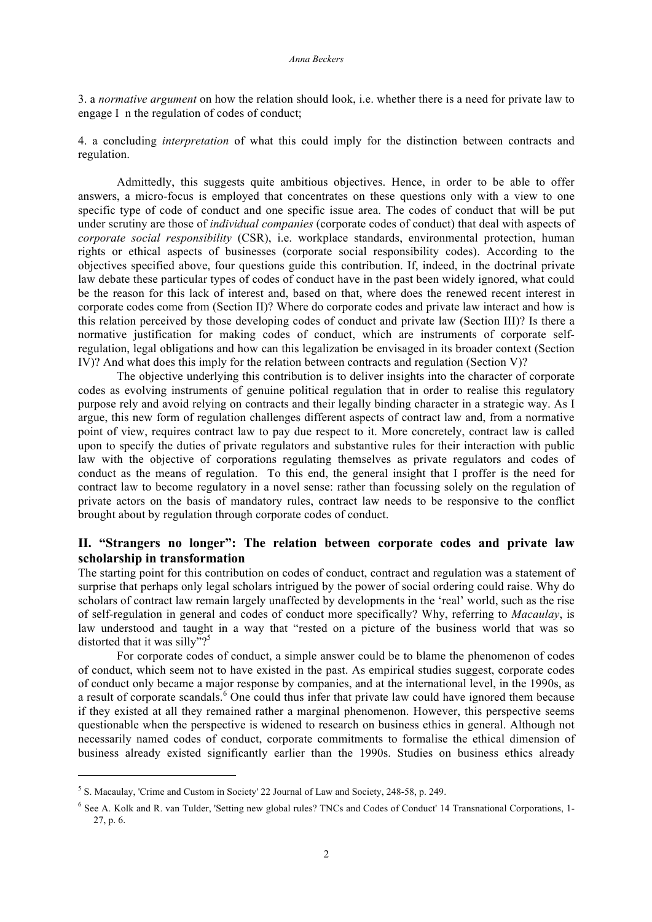3. a *normative argument* on how the relation should look, i.e. whether there is a need for private law to engage I n the regulation of codes of conduct;

4. a concluding *interpretation* of what this could imply for the distinction between contracts and regulation.

Admittedly, this suggests quite ambitious objectives. Hence, in order to be able to offer answers, a micro-focus is employed that concentrates on these questions only with a view to one specific type of code of conduct and one specific issue area. The codes of conduct that will be put under scrutiny are those of *individual companies* (corporate codes of conduct) that deal with aspects of *corporate social responsibility* (CSR), i.e. workplace standards, environmental protection, human rights or ethical aspects of businesses (corporate social responsibility codes). According to the objectives specified above, four questions guide this contribution. If, indeed, in the doctrinal private law debate these particular types of codes of conduct have in the past been widely ignored, what could be the reason for this lack of interest and, based on that, where does the renewed recent interest in corporate codes come from (Section II)? Where do corporate codes and private law interact and how is this relation perceived by those developing codes of conduct and private law (Section III)? Is there a normative justification for making codes of conduct, which are instruments of corporate self-regulation, legal obligations and how can this legalization be envisaged in its broader context (Section IV)? And what does this imply for the relation between contracts and regulation (Section V)?

The objective underlying this contribution is to deliver insights into the character of corporate codes as evolving instruments of genuine political regulation that in order to realise this regulatory purpose rely and avoid relying on contracts and their legally binding character in a strategic way. As I argue, this new form of regulation challenges different aspects of contract law and, from a normative point of view, requires contract law to pay due respect to it. More concretely, contract law is called upon to specify the duties of private regulators and substantive rules for their interaction with public law with the objective of corporations regulating themselves as private regulators and codes of conduct as the means of regulation. To this end, the general insight that I proffer is the need for contract law to become regulatory in a novel sense: rather than focussing solely on the regulation of private actors on the basis of mandatory rules, contract law needs to be responsive to the conflict brought about by regulation through corporate codes of conduct.

## II. "Strangers no longer": The relation between corporate codes and private law scholarship in transformation

The starting point for this contribution on codes of conduct, contract and regulation was a statement of surprise that perhaps only legal scholars intrigued by the power of social ordering could raise. Why do scholars of contract law remain largely unaffected by developments in the 'real' world, such as the rise of self-regulation in general and codes of conduct more specifically? Why, referring to *Macaulay*, is law understood and taught in a way that "rested on a picture of the business world that was so distorted that it was silly"?[5]

For corporate codes of conduct, a simple answer could be to blame the phenomenon of codes of conduct, which seem not to have existed in the past. As empirical studies suggest, corporate codes of conduct only became a major response by companies, and at the international level, in the 1990s, as a result of corporate scandals.[6] One could thus infer that private law could have ignored them because if they existed at all they remained rather a marginal phenomenon. However, this perspective seems questionable when the perspective is widened to research on business ethics in general. Although not necessarily named codes of conduct, corporate commitments to formalise the ethical dimension of business already existed significantly earlier than the 1990s. Studies on business ethics already

---

[5] S. Macaulay, 'Crime and Custom in Society' 22 Journal of Law and Society, 248-58, p. 249.

[6] See A. Kolk and R. van Tulder, 'Setting new global rules? TNCs and Codes of Conduct' 14 Transnational Corporations, 1-27, p. 6.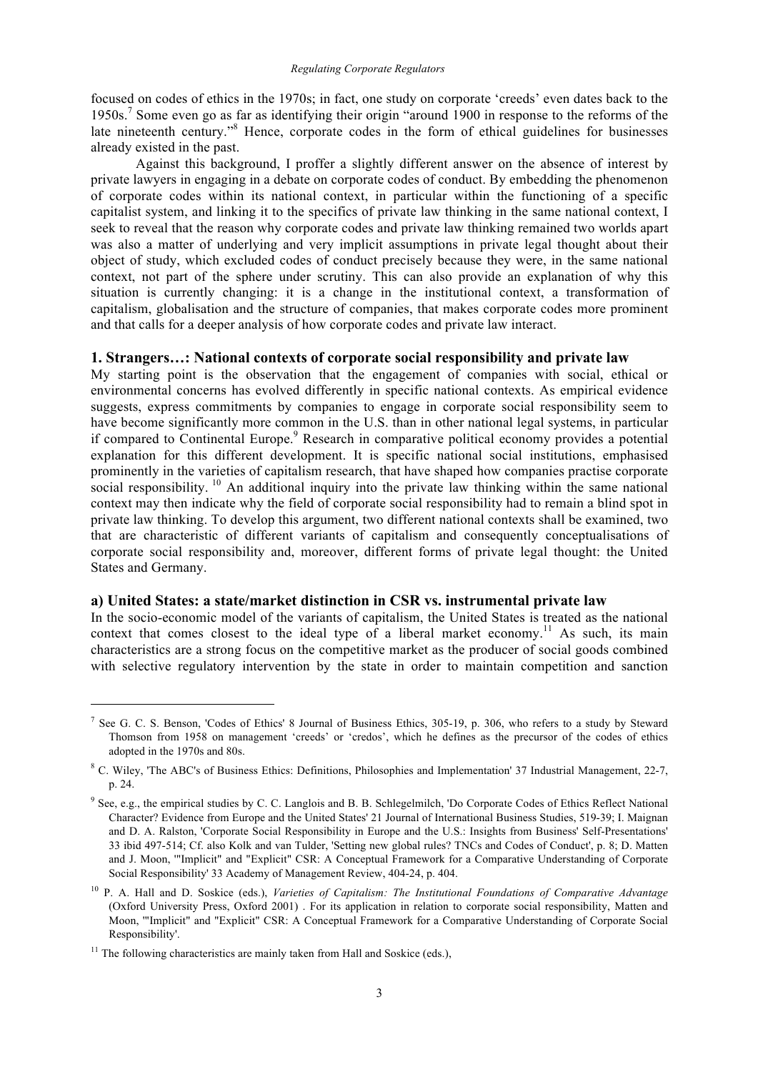focused on codes of ethics in the 1970s; in fact, one study on corporate 'creeds' even dates back to the 1950s.[7] Some even go as far as identifying their origin "around 1900 in response to the reforms of the late nineteenth century."[8] Hence, corporate codes in the form of ethical guidelines for businesses already existed in the past.

Against this background, I proffer a slightly different answer on the absence of interest by private lawyers in engaging in a debate on corporate codes of conduct. By embedding the phenomenon of corporate codes within its national context, in particular within the functioning of a specific capitalist system, and linking it to the specifics of private law thinking in the same national context, I seek to reveal that the reason why corporate codes and private law thinking remained two worlds apart was also a matter of underlying and very implicit assumptions in private legal thought about their object of study, which excluded codes of conduct precisely because they were, in the same national context, not part of the sphere under scrutiny. This can also provide an explanation of why this situation is currently changing: it is a change in the institutional context, a transformation of capitalism, globalisation and the structure of companies, that makes corporate codes more prominent and that calls for a deeper analysis of how corporate codes and private law interact.

## 1. Strangers…: National contexts of corporate social responsibility and private law

My starting point is the observation that the engagement of companies with social, ethical or environmental concerns has evolved differently in specific national contexts. As empirical evidence suggests, express commitments by companies to engage in corporate social responsibility seem to have become significantly more common in the U.S. than in other national legal systems, in particular if compared to Continental Europe.[9] Research in comparative political economy provides a potential explanation for this different development. It is specific national social institutions, emphasised prominently in the varieties of capitalism research, that have shaped how companies practise corporate social responsibility.[10] An additional inquiry into the private law thinking within the same national context may then indicate why the field of corporate social responsibility had to remain a blind spot in private law thinking. To develop this argument, two different national contexts shall be examined, two that are characteristic of different variants of capitalism and consequently conceptualisations of corporate social responsibility and, moreover, different forms of private legal thought: the United States and Germany.

### a) United States: a state/market distinction in CSR vs. instrumental private law

In the socio-economic model of the variants of capitalism, the United States is treated as the national context that comes closest to the ideal type of a liberal market economy.[11] As such, its main characteristics are a strong focus on the competitive market as the producer of social goods combined with selective regulatory intervention by the state in order to maintain competition and sanction

---

[7] See G. C. S. Benson, 'Codes of Ethics' 8 Journal of Business Ethics, 305-19, p. 306, who refers to a study by Steward Thomson from 1958 on management 'creeds' or 'credos', which he defines as the precursor of the codes of ethics adopted in the 1970s and 80s.

[8] C. Wiley, 'The ABC's of Business Ethics: Definitions, Philosophies and Implementation' 37 Industrial Management, 22-7, p. 24.

[9] See, e.g., the empirical studies by C. C. Langlois and B. B. Schlegelmilch, 'Do Corporate Codes of Ethics Reflect National Character? Evidence from Europe and the United States' 21 Journal of International Business Studies, 519-39; I. Maignan and D. A. Ralston, 'Corporate Social Responsibility in Europe and the U.S.: Insights from Business' Self-Presentations' 33 ibid 497-514; Cf. also Kolk and van Tulder, 'Setting new global rules? TNCs and Codes of Conduct', p. 8; D. Matten and J. Moon, '"Implicit" and "Explicit" CSR: A Conceptual Framework for a Comparative Understanding of Corporate Social Responsibility' 33 Academy of Management Review, 404-24, p. 404.

[10] P. A. Hall and D. Soskice (eds.), *Varieties of Capitalism: The Institutional Foundations of Comparative Advantage* (Oxford University Press, Oxford 2001) . For its application in relation to corporate social responsibility, Matten and Moon, '"Implicit" and "Explicit" CSR: A Conceptual Framework for a Comparative Understanding of Corporate Social Responsibility'.

[11] The following characteristics are mainly taken from Hall and Soskice (eds.),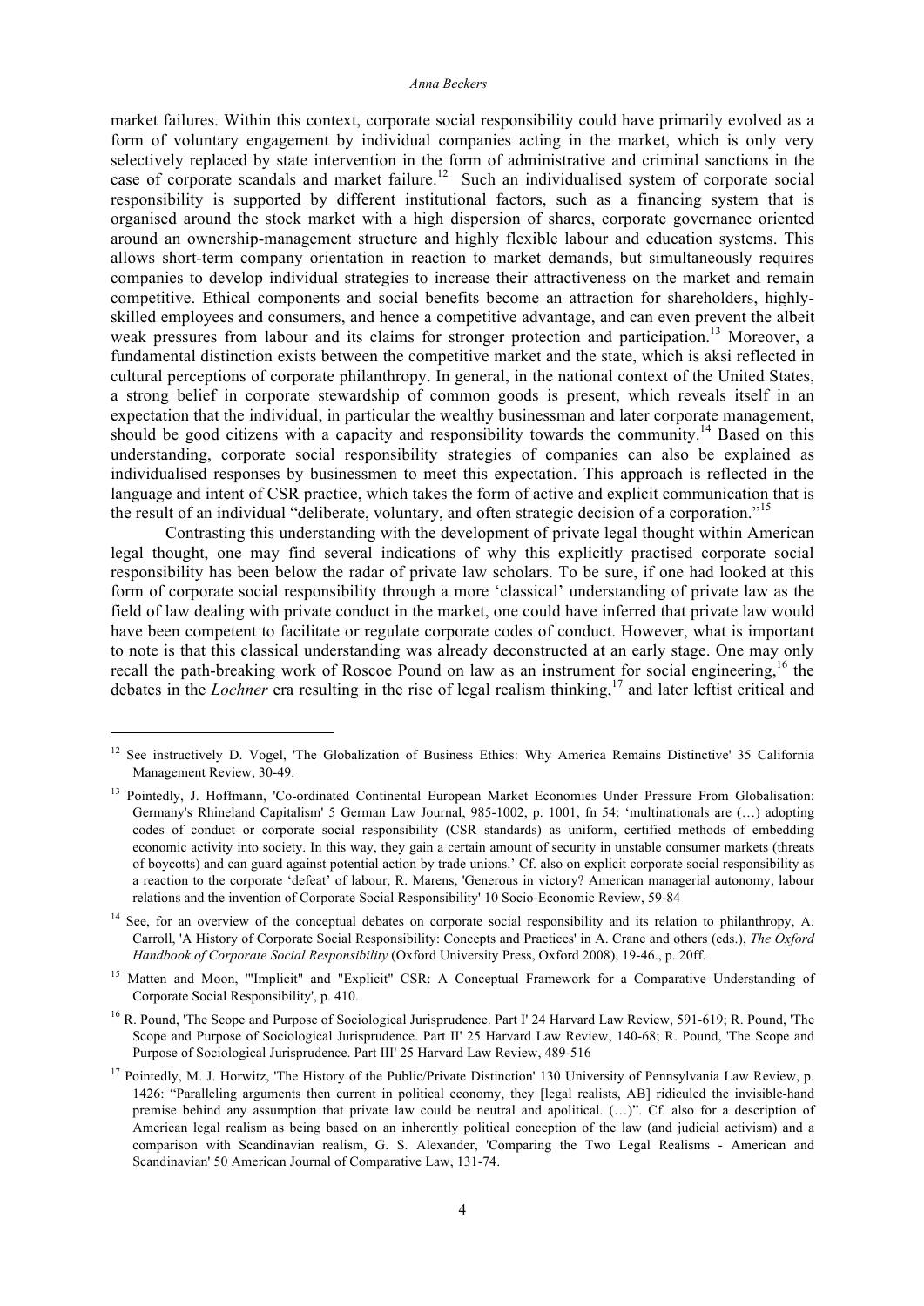market failures. Within this context, corporate social responsibility could have primarily evolved as a form of voluntary engagement by individual companies acting in the market, which is only very selectively replaced by state intervention in the form of administrative and criminal sanctions in the case of corporate scandals and market failure.[12] Such an individualised system of corporate social responsibility is supported by different institutional factors, such as a financing system that is organised around the stock market with a high dispersion of shares, corporate governance oriented around an ownership-management structure and highly flexible labour and education systems. This allows short-term company orientation in reaction to market demands, but simultaneously requires companies to develop individual strategies to increase their attractiveness on the market and remain competitive. Ethical components and social benefits become an attraction for shareholders, highly-skilled employees and consumers, and hence a competitive advantage, and can even prevent the albeit weak pressures from labour and its claims for stronger protection and participation.[13] Moreover, a fundamental distinction exists between the competitive market and the state, which is aksi reflected in cultural perceptions of corporate philanthropy. In general, in the national context of the United States, a strong belief in corporate stewardship of common goods is present, which reveals itself in an expectation that the individual, in particular the wealthy businessman and later corporate management, should be good citizens with a capacity and responsibility towards the community.[14] Based on this understanding, corporate social responsibility strategies of companies can also be explained as individualised responses by businessmen to meet this expectation. This approach is reflected in the language and intent of CSR practice, which takes the form of active and explicit communication that is the result of an individual "deliberate, voluntary, and often strategic decision of a corporation."[15]

Contrasting this understanding with the development of private legal thought within American legal thought, one may find several indications of why this explicitly practised corporate social responsibility has been below the radar of private law scholars. To be sure, if one had looked at this form of corporate social responsibility through a more 'classical' understanding of private law as the field of law dealing with private conduct in the market, one could have inferred that private law would have been competent to facilitate or regulate corporate codes of conduct. However, what is important to note is that this classical understanding was already deconstructed at an early stage. One may only recall the path-breaking work of Roscoe Pound on law as an instrument for social engineering,[16] the debates in the *Lochner* era resulting in the rise of legal realism thinking,[17] and later leftist critical and

---

[12] See instructively D. Vogel, 'The Globalization of Business Ethics: Why America Remains Distinctive' 35 California Management Review, 30-49.

[13] Pointedly, J. Hoffmann, 'Co-ordinated Continental European Market Economies Under Pressure From Globalisation: Germany's Rhineland Capitalism' 5 German Law Journal, 985-1002, p. 1001, fn 54: 'multinationals are (…) adopting codes of conduct or corporate social responsibility (CSR standards) as uniform, certified methods of embedding economic activity into society. In this way, they gain a certain amount of security in unstable consumer markets (threats of boycotts) and can guard against potential action by trade unions.' Cf. also on explicit corporate social responsibility as a reaction to the corporate 'defeat' of labour, R. Marens, 'Generous in victory? American managerial autonomy, labour relations and the invention of Corporate Social Responsibility' 10 Socio-Economic Review, 59-84

[14] See, for an overview of the conceptual debates on corporate social responsibility and its relation to philanthropy, A. Carroll, 'A History of Corporate Social Responsibility: Concepts and Practices' in A. Crane and others (eds.), *The Oxford Handbook of Corporate Social Responsibility* (Oxford University Press, Oxford 2008), 19-46., p. 20ff.

[15] Matten and Moon, '"Implicit" and "Explicit" CSR: A Conceptual Framework for a Comparative Understanding of Corporate Social Responsibility', p. 410.

[16] R. Pound, 'The Scope and Purpose of Sociological Jurisprudence. Part I' 24 Harvard Law Review, 591-619; R. Pound, 'The Scope and Purpose of Sociological Jurisprudence. Part II' 25 Harvard Law Review, 140-68; R. Pound, 'The Scope and Purpose of Sociological Jurisprudence. Part III' 25 Harvard Law Review, 489-516

[17] Pointedly, M. J. Horwitz, 'The History of the Public/Private Distinction' 130 University of Pennsylvania Law Review, p. 1426: "Paralleling arguments then current in political economy, they [legal realists, AB] ridiculed the invisible-hand premise behind any assumption that private law could be neutral and apolitical. (…)". Cf. also for a description of American legal realism as being based on an inherently political conception of the law (and judicial activism) and a comparison with Scandinavian realism, G. S. Alexander, 'Comparing the Two Legal Realisms - American and Scandinavian' 50 American Journal of Comparative Law, 131-74.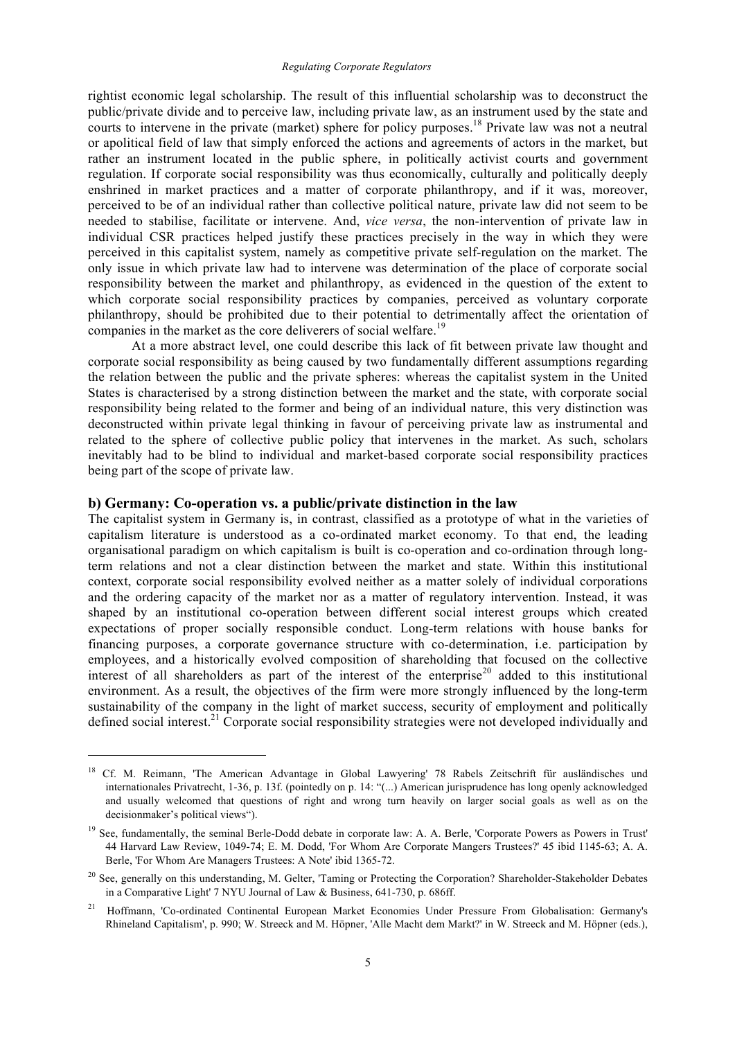rightist economic legal scholarship. The result of this influential scholarship was to deconstruct the public/private divide and to perceive law, including private law, as an instrument used by the state and courts to intervene in the private (market) sphere for policy purposes.[18] Private law was not a neutral or apolitical field of law that simply enforced the actions and agreements of actors in the market, but rather an instrument located in the public sphere, in politically activist courts and government regulation. If corporate social responsibility was thus economically, culturally and politically deeply enshrined in market practices and a matter of corporate philanthropy, and if it was, moreover, perceived to be of an individual rather than collective political nature, private law did not seem to be needed to stabilise, facilitate or intervene. And, *vice versa*, the non-intervention of private law in individual CSR practices helped justify these practices precisely in the way in which they were perceived in this capitalist system, namely as competitive private self-regulation on the market. The only issue in which private law had to intervene was determination of the place of corporate social responsibility between the market and philanthropy, as evidenced in the question of the extent to which corporate social responsibility practices by companies, perceived as voluntary corporate philanthropy, should be prohibited due to their potential to detrimentally affect the orientation of companies in the market as the core deliverers of social welfare.[19]

At a more abstract level, one could describe this lack of fit between private law thought and corporate social responsibility as being caused by two fundamentally different assumptions regarding the relation between the public and the private spheres: whereas the capitalist system in the United States is characterised by a strong distinction between the market and the state, with corporate social responsibility being related to the former and being of an individual nature, this very distinction was deconstructed within private legal thinking in favour of perceiving private law as instrumental and related to the sphere of collective public policy that intervenes in the market. As such, scholars inevitably had to be blind to individual and market-based corporate social responsibility practices being part of the scope of private law.

### b) Germany: Co-operation vs. a public/private distinction in the law

The capitalist system in Germany is, in contrast, classified as a prototype of what in the varieties of capitalism literature is understood as a co-ordinated market economy. To that end, the leading organisational paradigm on which capitalism is built is co-operation and co-ordination through long-term relations and not a clear distinction between the market and state. Within this institutional context, corporate social responsibility evolved neither as a matter solely of individual corporations and the ordering capacity of the market nor as a matter of regulatory intervention. Instead, it was shaped by an institutional co-operation between different social interest groups which created expectations of proper socially responsible conduct. Long-term relations with house banks for financing purposes, a corporate governance structure with co-determination, i.e. participation by employees, and a historically evolved composition of shareholding that focused on the collective interest of all shareholders as part of the interest of the enterprise[20] added to this institutional environment. As a result, the objectives of the firm were more strongly influenced by the long-term sustainability of the company in the light of market success, security of employment and politically defined social interest.[21] Corporate social responsibility strategies were not developed individually and

---

[18] Cf. M. Reimann, 'The American Advantage in Global Lawyering' 78 Rabels Zeitschrift für ausländisches und internationales Privatrecht, 1-36, p. 13f. (pointedly on p. 14: "(...) American jurisprudence has long openly acknowledged and usually welcomed that questions of right and wrong turn heavily on larger social goals as well as on the decisionmaker's political views").

[19] See, fundamentally, the seminal Berle-Dodd debate in corporate law: A. A. Berle, 'Corporate Powers as Powers in Trust' 44 Harvard Law Review, 1049-74; E. M. Dodd, 'For Whom Are Corporate Mangers Trustees?' 45 ibid 1145-63; A. A. Berle, 'For Whom Are Managers Trustees: A Note' ibid 1365-72.

[20] See, generally on this understanding, M. Gelter, 'Taming or Protecting the Corporation? Shareholder-Stakeholder Debates in a Comparative Light' 7 NYU Journal of Law & Business, 641-730, p. 686ff.

[21] Hoffmann, 'Co-ordinated Continental European Market Economies Under Pressure From Globalisation: Germany's Rhineland Capitalism', p. 990; W. Streeck and M. Höpner, 'Alle Macht dem Markt?' in W. Streeck and M. Höpner (eds.),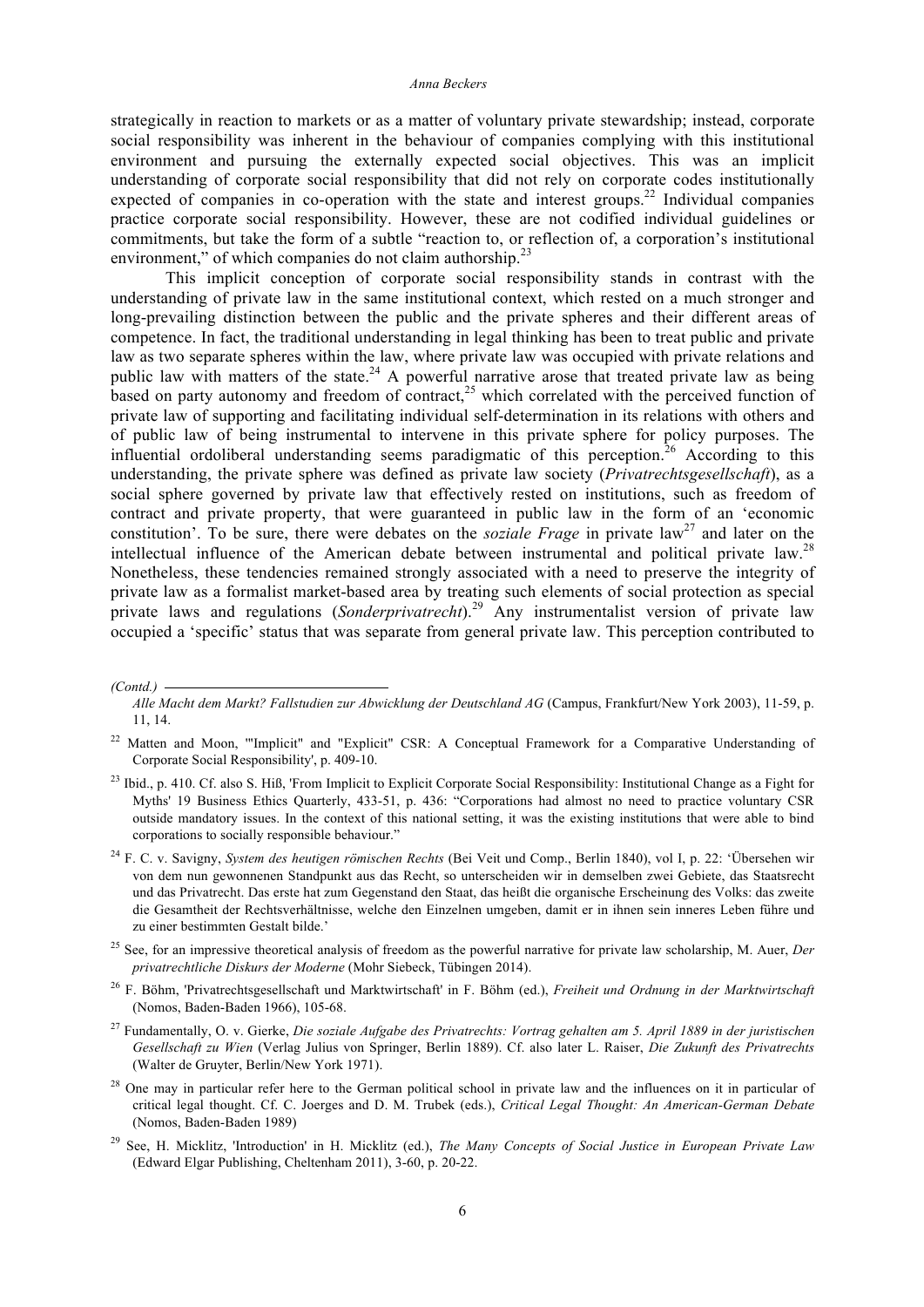strategically in reaction to markets or as a matter of voluntary private stewardship; instead, corporate social responsibility was inherent in the behaviour of companies complying with this institutional environment and pursuing the externally expected social objectives. This was an implicit understanding of corporate social responsibility that did not rely on corporate codes institutionally expected of companies in co-operation with the state and interest groups.[22] Individual companies practice corporate social responsibility. However, these are not codified individual guidelines or commitments, but take the form of a subtle "reaction to, or reflection of, a corporation's institutional environment," of which companies do not claim authorship.[23]

This implicit conception of corporate social responsibility stands in contrast with the understanding of private law in the same institutional context, which rested on a much stronger and long-prevailing distinction between the public and the private spheres and their different areas of competence. In fact, the traditional understanding in legal thinking has been to treat public and private law as two separate spheres within the law, where private law was occupied with private relations and public law with matters of the state.[24] A powerful narrative arose that treated private law as being based on party autonomy and freedom of contract,[25] which correlated with the perceived function of private law of supporting and facilitating individual self-determination in its relations with others and of public law of being instrumental to intervene in this private sphere for policy purposes. The influential ordoliberal understanding seems paradigmatic of this perception.[26] According to this understanding, the private sphere was defined as private law society (*Privatrechtsgesellschaft*), as a social sphere governed by private law that effectively rested on institutions, such as freedom of contract and private property, that were guaranteed in public law in the form of an 'economic constitution'. To be sure, there were debates on the *soziale Frage* in private law[27] and later on the intellectual influence of the American debate between instrumental and political private law.[28] Nonetheless, these tendencies remained strongly associated with a need to preserve the integrity of private law as a formalist market-based area by treating such elements of social protection as special private laws and regulations (*Sonderprivatrecht*).[29] Any instrumentalist version of private law occupied a 'specific' status that was separate from general private law. This perception contributed to

---

*(Contd.)*
*Alle Macht dem Markt? Fallstudien zur Abwicklung der Deutschland AG* (Campus, Frankfurt/New York 2003), 11-59, p. 11, 14.

[22] Matten and Moon, '"Implicit" and "Explicit" CSR: A Conceptual Framework for a Comparative Understanding of Corporate Social Responsibility', p. 409-10.

[23] Ibid., p. 410. Cf. also S. Hiß, 'From Implicit to Explicit Corporate Social Responsibility: Institutional Change as a Fight for Myths' 19 Business Ethics Quarterly, 433-51, p. 436: "Corporations had almost no need to practice voluntary CSR outside mandatory issues. In the context of this national setting, it was the existing institutions that were able to bind corporations to socially responsible behaviour."

[24] F. C. v. Savigny, *System des heutigen römischen Rechts* (Bei Veit und Comp., Berlin 1840), vol I, p. 22: 'Übersehen wir von dem nun gewonnenen Standpunkt aus das Recht, so unterscheiden wir in demselben zwei Gebiete, das Staatsrecht und das Privatrecht. Das erste hat zum Gegenstand den Staat, das heißt die organische Erscheinung des Volks: das zweite die Gesamtheit der Rechtsverhältnisse, welche den Einzelnen umgeben, damit er in ihnen sein inneres Leben führe und zu einer bestimmten Gestalt bilde.'

[25] See, for an impressive theoretical analysis of freedom as the powerful narrative for private law scholarship, M. Auer, *Der privatrechtliche Diskurs der Moderne* (Mohr Siebeck, Tübingen 2014).

[26] F. Böhm, 'Privatrechtsgesellschaft und Marktwirtschaft' in F. Böhm (ed.), *Freiheit und Ordnung in der Marktwirtschaft* (Nomos, Baden-Baden 1966), 105-68.

[27] Fundamentally, O. v. Gierke, *Die soziale Aufgabe des Privatrechts: Vortrag gehalten am 5. April 1889 in der juristischen Gesellschaft zu Wien* (Verlag Julius von Springer, Berlin 1889). Cf. also later L. Raiser, *Die Zukunft des Privatrechts* (Walter de Gruyter, Berlin/New York 1971).

[28] One may in particular refer here to the German political school in private law and the influences on it in particular of critical legal thought. Cf. C. Joerges and D. M. Trubek (eds.), *Critical Legal Thought: An American-German Debate* (Nomos, Baden-Baden 1989)

[29] See, H. Micklitz, 'Introduction' in H. Micklitz (ed.), *The Many Concepts of Social Justice in European Private Law* (Edward Elgar Publishing, Cheltenham 2011), 3-60, p. 20-22.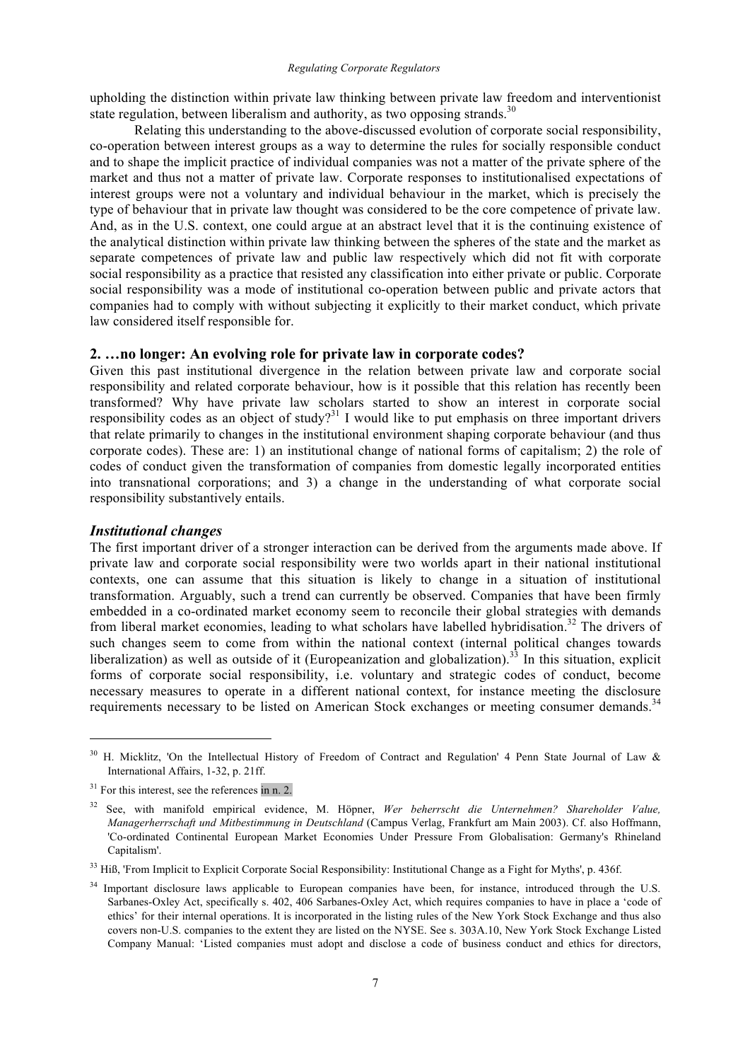upholding the distinction within private law thinking between private law freedom and interventionist state regulation, between liberalism and authority, as two opposing strands.[30]

Relating this understanding to the above-discussed evolution of corporate social responsibility, co-operation between interest groups as a way to determine the rules for socially responsible conduct and to shape the implicit practice of individual companies was not a matter of the private sphere of the market and thus not a matter of private law. Corporate responses to institutionalised expectations of interest groups were not a voluntary and individual behaviour in the market, which is precisely the type of behaviour that in private law thought was considered to be the core competence of private law. And, as in the U.S. context, one could argue at an abstract level that it is the continuing existence of the analytical distinction within private law thinking between the spheres of the state and the market as separate competences of private law and public law respectively which did not fit with corporate social responsibility as a practice that resisted any classification into either private or public. Corporate social responsibility was a mode of institutional co-operation between public and private actors that companies had to comply with without subjecting it explicitly to their market conduct, which private law considered itself responsible for.

## 2. …no longer: An evolving role for private law in corporate codes?

Given this past institutional divergence in the relation between private law and corporate social responsibility and related corporate behaviour, how is it possible that this relation has recently been transformed? Why have private law scholars started to show an interest in corporate social responsibility codes as an object of study?[31] I would like to put emphasis on three important drivers that relate primarily to changes in the institutional environment shaping corporate behaviour (and thus corporate codes). These are: 1) an institutional change of national forms of capitalism; 2) the role of codes of conduct given the transformation of companies from domestic legally incorporated entities into transnational corporations; and 3) a change in the understanding of what corporate social responsibility substantively entails.

### *Institutional changes*

The first important driver of a stronger interaction can be derived from the arguments made above. If private law and corporate social responsibility were two worlds apart in their national institutional contexts, one can assume that this situation is likely to change in a situation of institutional transformation. Arguably, such a trend can currently be observed. Companies that have been firmly embedded in a co-ordinated market economy seem to reconcile their global strategies with demands from liberal market economies, leading to what scholars have labelled hybridisation.[32] The drivers of such changes seem to come from within the national context (internal political changes towards liberalization) as well as outside of it (Europeanization and globalization).[33] In this situation, explicit forms of corporate social responsibility, i.e. voluntary and strategic codes of conduct, become necessary measures to operate in a different national context, for instance meeting the disclosure requirements necessary to be listed on American Stock exchanges or meeting consumer demands.[34]

---

[30] H. Micklitz, 'On the Intellectual History of Freedom of Contract and Regulation' 4 Penn State Journal of Law & International Affairs, 1-32, p. 21ff.

[31] For this interest, see the references in n. 2.

[32] See, with manifold empirical evidence, M. Höpner, *Wer beherrscht die Unternehmen? Shareholder Value, Managerherrschaft und Mitbestimmung in Deutschland* (Campus Verlag, Frankfurt am Main 2003). Cf. also Hoffmann, 'Co-ordinated Continental European Market Economies Under Pressure From Globalisation: Germany's Rhineland Capitalism'.

[33] Hiß, 'From Implicit to Explicit Corporate Social Responsibility: Institutional Change as a Fight for Myths', p. 436f.

[34] Important disclosure laws applicable to European companies have been, for instance, introduced through the U.S. Sarbanes-Oxley Act, specifically s. 402, 406 Sarbanes-Oxley Act, which requires companies to have in place a 'code of ethics' for their internal operations. It is incorporated in the listing rules of the New York Stock Exchange and thus also covers non-U.S. companies to the extent they are listed on the NYSE. See s. 303A.10, New York Stock Exchange Listed Company Manual: 'Listed companies must adopt and disclose a code of business conduct and ethics for directors,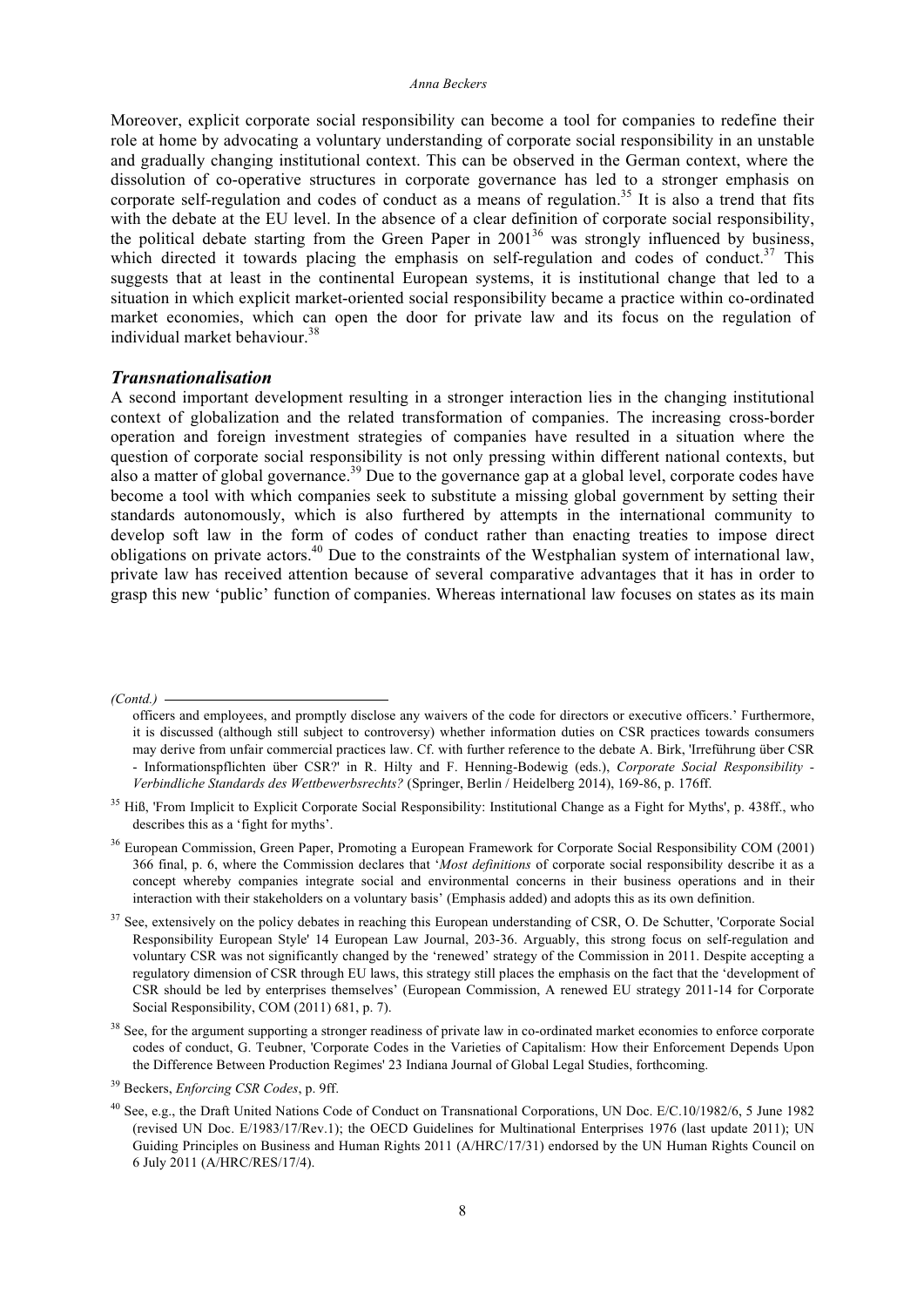Moreover, explicit corporate social responsibility can become a tool for companies to redefine their role at home by advocating a voluntary understanding of corporate social responsibility in an unstable and gradually changing institutional context. This can be observed in the German context, where the dissolution of co-operative structures in corporate governance has led to a stronger emphasis on corporate self-regulation and codes of conduct as a means of regulation.[35] It is also a trend that fits with the debate at the EU level. In the absence of a clear definition of corporate social responsibility, the political debate starting from the Green Paper in 2001[36] was strongly influenced by business, which directed it towards placing the emphasis on self-regulation and codes of conduct.[37] This suggests that at least in the continental European systems, it is institutional change that led to a situation in which explicit market-oriented social responsibility became a practice within co-ordinated market economies, which can open the door for private law and its focus on the regulation of individual market behaviour.[38]

### *Transnationalisation*

A second important development resulting in a stronger interaction lies in the changing institutional context of globalization and the related transformation of companies. The increasing cross-border operation and foreign investment strategies of companies have resulted in a situation where the question of corporate social responsibility is not only pressing within different national contexts, but also a matter of global governance.[39] Due to the governance gap at a global level, corporate codes have become a tool with which companies seek to substitute a missing global government by setting their standards autonomously, which is also furthered by attempts in the international community to develop soft law in the form of codes of conduct rather than enacting treaties to impose direct obligations on private actors.[40] Due to the constraints of the Westphalian system of international law, private law has received attention because of several comparative advantages that it has in order to grasp this new 'public' function of companies. Whereas international law focuses on states as its main

---

*(Contd.)*

officers and employees, and promptly disclose any waivers of the code for directors or executive officers.' Furthermore, it is discussed (although still subject to controversy) whether information duties on CSR practices towards consumers may derive from unfair commercial practices law. Cf. with further reference to the debate A. Birk, 'Irreführung über CSR - Informationspflichten über CSR?' in R. Hilty and F. Henning-Bodewig (eds.), *Corporate Social Responsibility - Verbindliche Standards des Wettbewerbsrechts?* (Springer, Berlin / Heidelberg 2014), 169-86, p. 176ff.

[35] Hiß, 'From Implicit to Explicit Corporate Social Responsibility: Institutional Change as a Fight for Myths', p. 438ff., who describes this as a 'fight for myths'.

[36] European Commission, Green Paper, Promoting a European Framework for Corporate Social Responsibility COM (2001) 366 final, p. 6, where the Commission declares that '*Most definitions* of corporate social responsibility describe it as a concept whereby companies integrate social and environmental concerns in their business operations and in their interaction with their stakeholders on a voluntary basis' (Emphasis added) and adopts this as its own definition.

[37] See, extensively on the policy debates in reaching this European understanding of CSR, O. De Schutter, 'Corporate Social Responsibility European Style' 14 European Law Journal, 203-36. Arguably, this strong focus on self-regulation and voluntary CSR was not significantly changed by the 'renewed' strategy of the Commission in 2011. Despite accepting a regulatory dimension of CSR through EU laws, this strategy still places the emphasis on the fact that the 'development of CSR should be led by enterprises themselves' (European Commission, A renewed EU strategy 2011-14 for Corporate Social Responsibility, COM (2011) 681, p. 7).

[38] See, for the argument supporting a stronger readiness of private law in co-ordinated market economies to enforce corporate codes of conduct, G. Teubner, 'Corporate Codes in the Varieties of Capitalism: How their Enforcement Depends Upon the Difference Between Production Regimes' 23 Indiana Journal of Global Legal Studies, forthcoming.

[39] Beckers, *Enforcing CSR Codes*, p. 9ff.

[40] See, e.g., the Draft United Nations Code of Conduct on Transnational Corporations, UN Doc. E/C.10/1982/6, 5 June 1982 (revised UN Doc. E/1983/17/Rev.1); the OECD Guidelines for Multinational Enterprises 1976 (last update 2011); UN Guiding Principles on Business and Human Rights 2011 (A/HRC/17/31) endorsed by the UN Human Rights Council on 6 July 2011 (A/HRC/RES/17/4).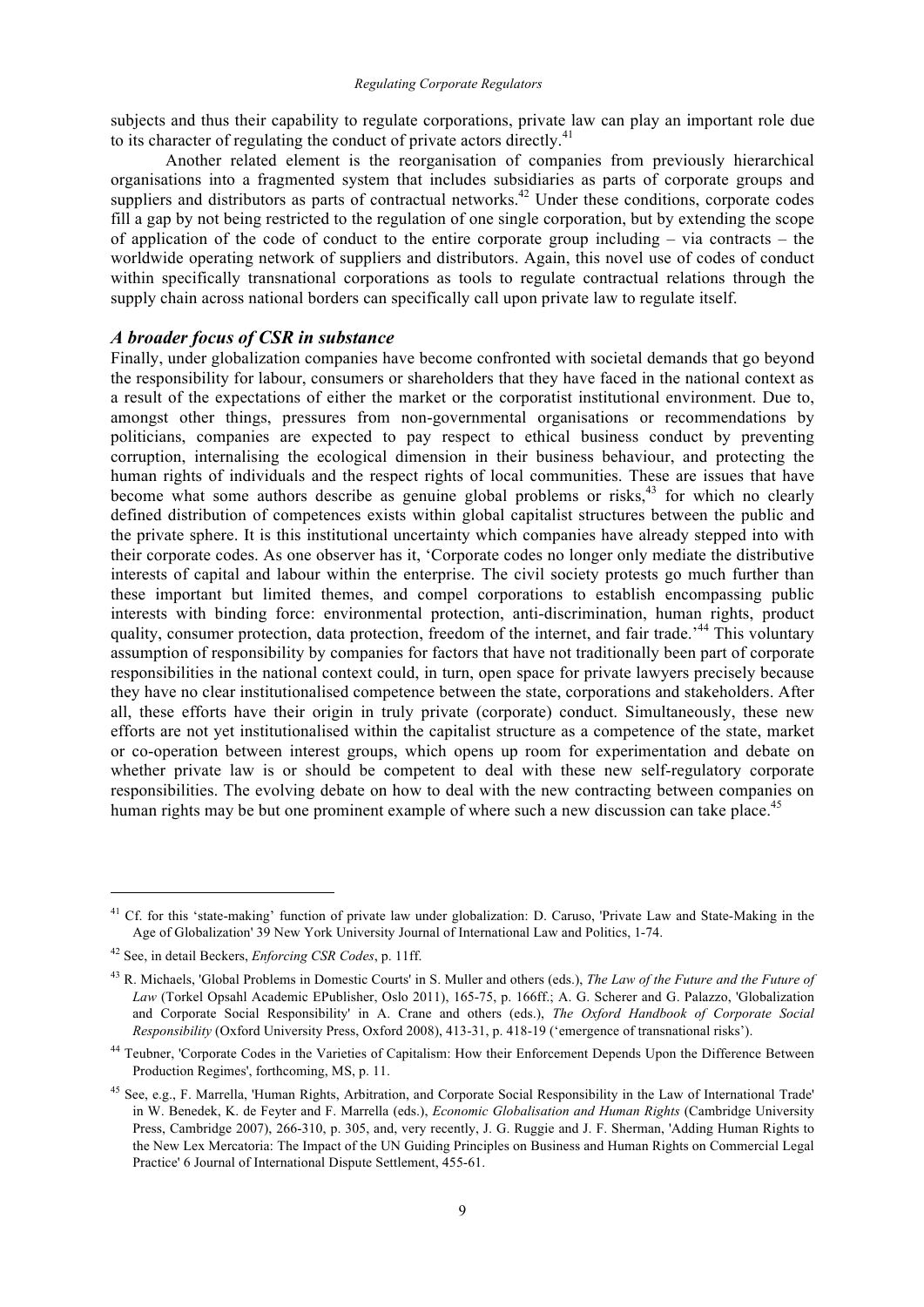subjects and thus their capability to regulate corporations, private law can play an important role due to its character of regulating the conduct of private actors directly.[41]

Another related element is the reorganisation of companies from previously hierarchical organisations into a fragmented system that includes subsidiaries as parts of corporate groups and suppliers and distributors as parts of contractual networks.[42] Under these conditions, corporate codes fill a gap by not being restricted to the regulation of one single corporation, but by extending the scope of application of the code of conduct to the entire corporate group including – via contracts – the worldwide operating network of suppliers and distributors. Again, this novel use of codes of conduct within specifically transnational corporations as tools to regulate contractual relations through the supply chain across national borders can specifically call upon private law to regulate itself.

### *A broader focus of CSR in substance*

Finally, under globalization companies have become confronted with societal demands that go beyond the responsibility for labour, consumers or shareholders that they have faced in the national context as a result of the expectations of either the market or the corporatist institutional environment. Due to, amongst other things, pressures from non-governmental organisations or recommendations by politicians, companies are expected to pay respect to ethical business conduct by preventing corruption, internalising the ecological dimension in their business behaviour, and protecting the human rights of individuals and the respect rights of local communities. These are issues that have become what some authors describe as genuine global problems or risks,[43] for which no clearly defined distribution of competences exists within global capitalist structures between the public and the private sphere. It is this institutional uncertainty which companies have already stepped into with their corporate codes. As one observer has it, 'Corporate codes no longer only mediate the distributive interests of capital and labour within the enterprise. The civil society protests go much further than these important but limited themes, and compel corporations to establish encompassing public interests with binding force: environmental protection, anti-discrimination, human rights, product quality, consumer protection, data protection, freedom of the internet, and fair trade.'[44] This voluntary assumption of responsibility by companies for factors that have not traditionally been part of corporate responsibilities in the national context could, in turn, open space for private lawyers precisely because they have no clear institutionalised competence between the state, corporations and stakeholders. After all, these efforts have their origin in truly private (corporate) conduct. Simultaneously, these new efforts are not yet institutionalised within the capitalist structure as a competence of the state, market or co-operation between interest groups, which opens up room for experimentation and debate on whether private law is or should be competent to deal with these new self-regulatory corporate responsibilities. The evolving debate on how to deal with the new contracting between companies on human rights may be but one prominent example of where such a new discussion can take place.[45]

---

[41] Cf. for this 'state-making' function of private law under globalization: D. Caruso, 'Private Law and State-Making in the Age of Globalization' 39 New York University Journal of International Law and Politics, 1-74.

[42] See, in detail Beckers, *Enforcing CSR Codes*, p. 11ff.

[43] R. Michaels, 'Global Problems in Domestic Courts' in S. Muller and others (eds.), *The Law of the Future and the Future of Law* (Torkel Opsahl Academic EPublisher, Oslo 2011), 165-75, p. 166ff.; A. G. Scherer and G. Palazzo, 'Globalization and Corporate Social Responsibility' in A. Crane and others (eds.), *The Oxford Handbook of Corporate Social Responsibility* (Oxford University Press, Oxford 2008), 413-31, p. 418-19 ('emergence of transnational risks').

[44] Teubner, 'Corporate Codes in the Varieties of Capitalism: How their Enforcement Depends Upon the Difference Between Production Regimes', forthcoming, MS, p. 11.

[45] See, e.g., F. Marrella, 'Human Rights, Arbitration, and Corporate Social Responsibility in the Law of International Trade' in W. Benedek, K. de Feyter and F. Marrella (eds.), *Economic Globalisation and Human Rights* (Cambridge University Press, Cambridge 2007), 266-310, p. 305, and, very recently, J. G. Ruggie and J. F. Sherman, 'Adding Human Rights to the New Lex Mercatoria: The Impact of the UN Guiding Principles on Business and Human Rights on Commercial Legal Practice' 6 Journal of International Dispute Settlement, 455-61.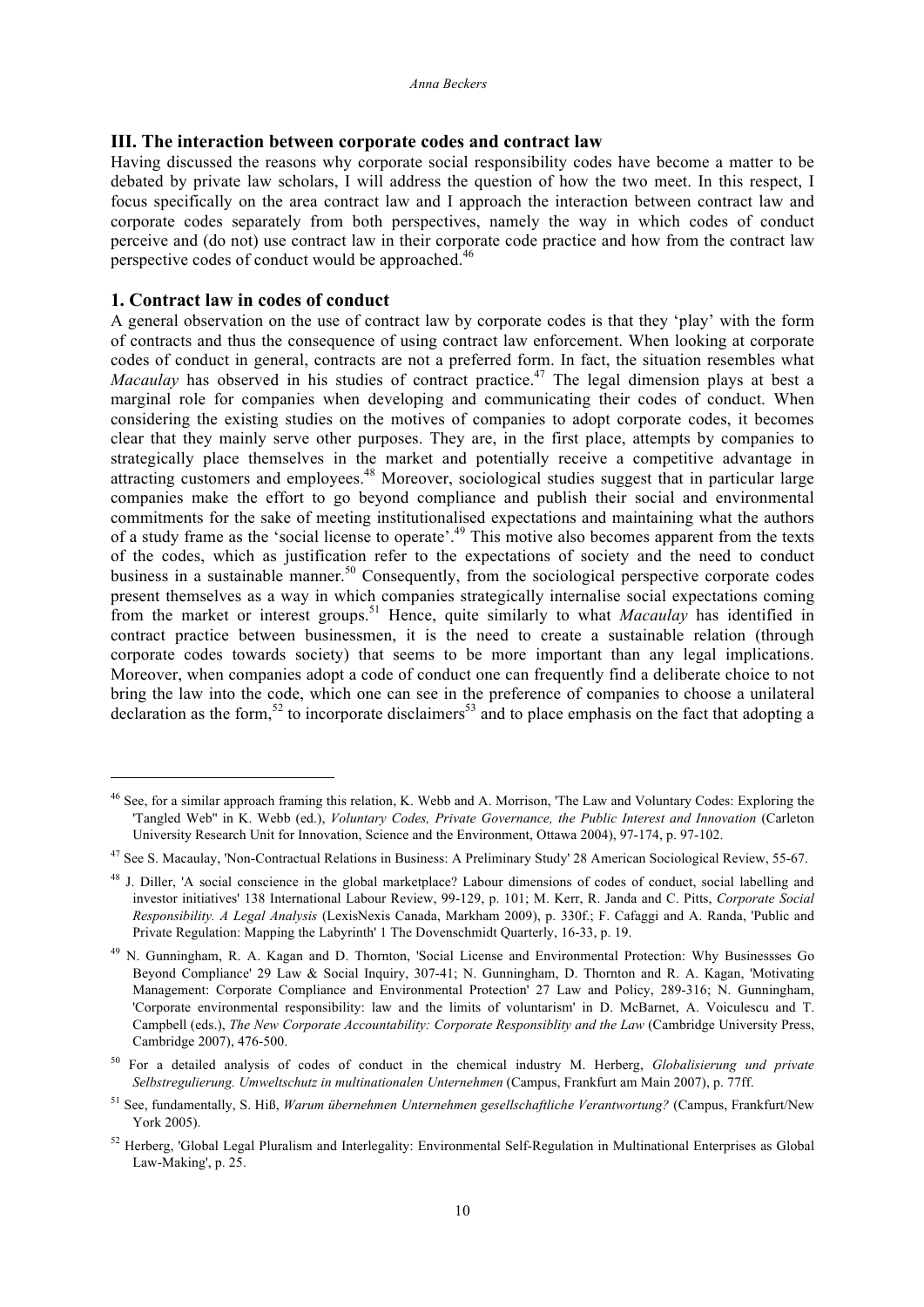## III. The interaction between corporate codes and contract law

Having discussed the reasons why corporate social responsibility codes have become a matter to be debated by private law scholars, I will address the question of how the two meet. In this respect, I focus specifically on the area contract law and I approach the interaction between contract law and corporate codes separately from both perspectives, namely the way in which codes of conduct perceive and (do not) use contract law in their corporate code practice and how from the contract law perspective codes of conduct would be approached.[46]

### 1. Contract law in codes of conduct

A general observation on the use of contract law by corporate codes is that they 'play' with the form of contracts and thus the consequence of using contract law enforcement. When looking at corporate codes of conduct in general, contracts are not a preferred form. In fact, the situation resembles what *Macaulay* has observed in his studies of contract practice.[47] The legal dimension plays at best a marginal role for companies when developing and communicating their codes of conduct. When considering the existing studies on the motives of companies to adopt corporate codes, it becomes clear that they mainly serve other purposes. They are, in the first place, attempts by companies to strategically place themselves in the market and potentially receive a competitive advantage in attracting customers and employees.[48] Moreover, sociological studies suggest that in particular large companies make the effort to go beyond compliance and publish their social and environmental commitments for the sake of meeting institutionalised expectations and maintaining what the authors of a study frame as the 'social license to operate'.[49] This motive also becomes apparent from the texts of the codes, which as justification refer to the expectations of society and the need to conduct business in a sustainable manner.[50] Consequently, from the sociological perspective corporate codes present themselves as a way in which companies strategically internalise social expectations coming from the market or interest groups.[51] Hence, quite similarly to what *Macaulay* has identified in contract practice between businessmen, it is the need to create a sustainable relation (through corporate codes towards society) that seems to be more important than any legal implications. Moreover, when companies adopt a code of conduct one can frequently find a deliberate choice to not bring the law into the code, which one can see in the preference of companies to choose a unilateral declaration as the form,[52] to incorporate disclaimers[53] and to place emphasis on the fact that adopting a

---

[46] See, for a similar approach framing this relation, K. Webb and A. Morrison, 'The Law and Voluntary Codes: Exploring the 'Tangled Web'' in K. Webb (ed.), *Voluntary Codes, Private Governance, the Public Interest and Innovation* (Carleton University Research Unit for Innovation, Science and the Environment, Ottawa 2004), 97-174, p. 97-102.

[47] See S. Macaulay, 'Non-Contractual Relations in Business: A Preliminary Study' 28 American Sociological Review, 55-67.

[48] J. Diller, 'A social conscience in the global marketplace? Labour dimensions of codes of conduct, social labelling and investor initiatives' 138 International Labour Review, 99-129, p. 101; M. Kerr, R. Janda and C. Pitts, *Corporate Social Responsibility. A Legal Analysis* (LexisNexis Canada, Markham 2009), p. 330f.; F. Cafaggi and A. Randa, 'Public and Private Regulation: Mapping the Labyrinth' 1 The Dovenschmidt Quarterly, 16-33, p. 19.

[49] N. Gunningham, R. A. Kagan and D. Thornton, 'Social License and Environmental Protection: Why Businessses Go Beyond Compliance' 29 Law & Social Inquiry, 307-41; N. Gunningham, D. Thornton and R. A. Kagan, 'Motivating Management: Corporate Compliance and Environmental Protection' 27 Law and Policy, 289-316; N. Gunningham, 'Corporate environmental responsibility: law and the limits of voluntarism' in D. McBarnet, A. Voiculescu and T. Campbell (eds.), *The New Corporate Accountability: Corporate Responsiblity and the Law* (Cambridge University Press, Cambridge 2007), 476-500.

[50] For a detailed analysis of codes of conduct in the chemical industry M. Herberg, *Globalisierung und private Selbstregulierung. Umweltschutz in multinationalen Unternehmen* (Campus, Frankfurt am Main 2007), p. 77ff.

[51] See, fundamentally, S. Hiß, *Warum übernehmen Unternehmen gesellschaftliche Verantwortung?* (Campus, Frankfurt/New York 2005).

[52] Herberg, 'Global Legal Pluralism and Interlegality: Environmental Self-Regulation in Multinational Enterprises as Global Law-Making', p. 25.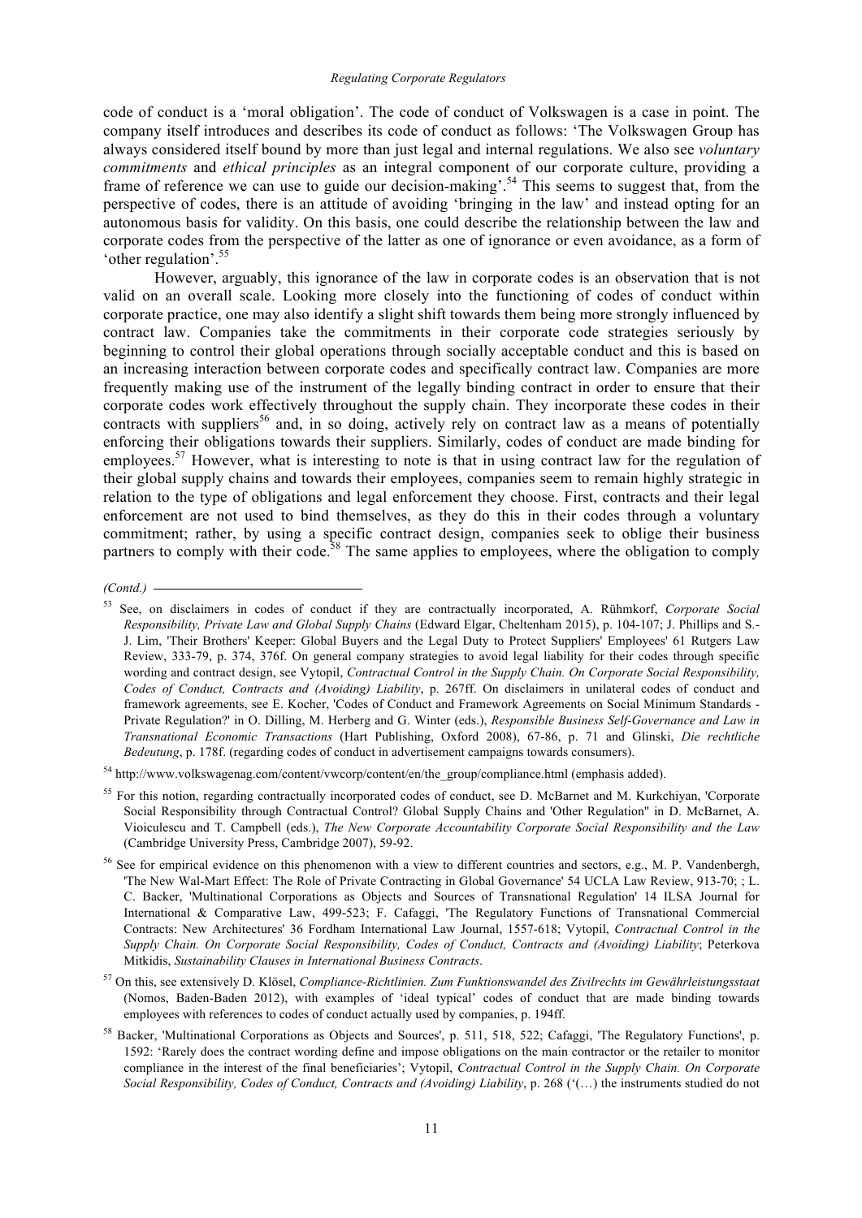code of conduct is a 'moral obligation'. The code of conduct of Volkswagen is a case in point. The company itself introduces and describes its code of conduct as follows: 'The Volkswagen Group has always considered itself bound by more than just legal and internal regulations. We also see *voluntary commitments* and *ethical principles* as an integral component of our corporate culture, providing a frame of reference we can use to guide our decision-making'.[54] This seems to suggest that, from the perspective of codes, there is an attitude of avoiding 'bringing in the law' and instead opting for an autonomous basis for validity. On this basis, one could describe the relationship between the law and corporate codes from the perspective of the latter as one of ignorance or even avoidance, as a form of 'other regulation'.[55]

However, arguably, this ignorance of the law in corporate codes is an observation that is not valid on an overall scale. Looking more closely into the functioning of codes of conduct within corporate practice, one may also identify a slight shift towards them being more strongly influenced by contract law. Companies take the commitments in their corporate code strategies seriously by beginning to control their global operations through socially acceptable conduct and this is based on an increasing interaction between corporate codes and specifically contract law. Companies are more frequently making use of the instrument of the legally binding contract in order to ensure that their corporate codes work effectively throughout the supply chain. They incorporate these codes in their contracts with suppliers[56] and, in so doing, actively rely on contract law as a means of potentially enforcing their obligations towards their suppliers. Similarly, codes of conduct are made binding for employees.[57] However, what is interesting to note is that in using contract law for the regulation of their global supply chains and towards their employees, companies seem to remain highly strategic in relation to the type of obligations and legal enforcement they choose. First, contracts and their legal enforcement are not used to bind themselves, as they do this in their codes through a voluntary commitment; rather, by using a specific contract design, companies seek to oblige their business partners to comply with their code.[58] The same applies to employees, where the obligation to comply

*(Contd.)*

[53] See, on disclaimers in codes of conduct if they are contractually incorporated, A. Rühmkorf, *Corporate Social Responsibility, Private Law and Global Supply Chains* (Edward Elgar, Cheltenham 2015), p. 104-107; J. Phillips and S.-J. Lim, 'Their Brothers' Keeper: Global Buyers and the Legal Duty to Protect Suppliers' Employees' 61 Rutgers Law Review, 333-79, p. 374, 376f. On general company strategies to avoid legal liability for their codes through specific wording and contract design, see Vytopil, *Contractual Control in the Supply Chain. On Corporate Social Responsibility, Codes of Conduct, Contracts and (Avoiding) Liability*, p. 267ff. On disclaimers in unilateral codes of conduct and framework agreements, see E. Kocher, 'Codes of Conduct and Framework Agreements on Social Minimum Standards - Private Regulation?' in O. Dilling, M. Herberg and G. Winter (eds.), *Responsible Business Self-Governance and Law in Transnational Economic Transactions* (Hart Publishing, Oxford 2008), 67-86, p. 71 and Glinski, *Die rechtliche Bedeutung*, p. 178f. (regarding codes of conduct in advertisement campaigns towards consumers).

[54] http://www.volkswagenag.com/content/vwcorp/content/en/the_group/compliance.html (emphasis added).

[55] For this notion, regarding contractually incorporated codes of conduct, see D. McBarnet and M. Kurkchiyan, 'Corporate Social Responsibility through Contractual Control? Global Supply Chains and 'Other Regulation'' in D. McBarnet, A. Vioiculescu and T. Campbell (eds.), *The New Corporate Accountability Corporate Social Responsibility and the Law* (Cambridge University Press, Cambridge 2007), 59-92.

[56] See for empirical evidence on this phenomenon with a view to different countries and sectors, e.g., M. P. Vandenbergh, 'The New Wal-Mart Effect: The Role of Private Contracting in Global Governance' 54 UCLA Law Review, 913-70; ; L. C. Backer, 'Multinational Corporations as Objects and Sources of Transnational Regulation' 14 ILSA Journal for International & Comparative Law, 499-523; F. Cafaggi, 'The Regulatory Functions of Transnational Commercial Contracts: New Architectures' 36 Fordham International Law Journal, 1557-618; Vytopil, *Contractual Control in the Supply Chain. On Corporate Social Responsibility, Codes of Conduct, Contracts and (Avoiding) Liability*; Peterkova Mitkidis, *Sustainability Clauses in International Business Contracts*.

[57] On this, see extensively D. Klösel, *Compliance-Richtlinien. Zum Funktionswandel des Zivilrechts im Gewährleistungsstaat* (Nomos, Baden-Baden 2012), with examples of 'ideal typical' codes of conduct that are made binding towards employees with references to codes of conduct actually used by companies, p. 194ff.

[58] Backer, 'Multinational Corporations as Objects and Sources', p. 511, 518, 522; Cafaggi, 'The Regulatory Functions', p. 1592: 'Rarely does the contract wording define and impose obligations on the main contractor or the retailer to monitor compliance in the interest of the final beneficiaries'; Vytopil, *Contractual Control in the Supply Chain. On Corporate Social Responsibility, Codes of Conduct, Contracts and (Avoiding) Liability*, p. 268 ('(…) the instruments studied do not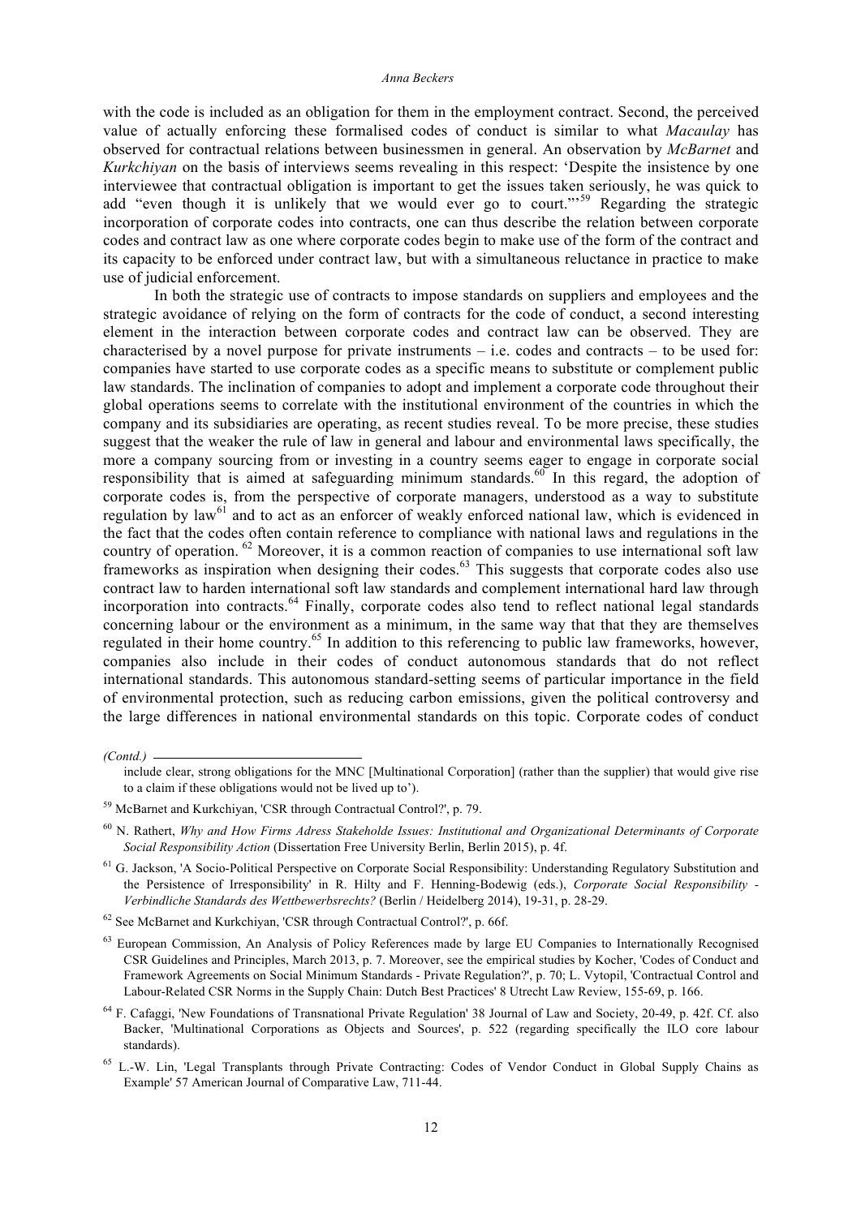with the code is included as an obligation for them in the employment contract. Second, the perceived value of actually enforcing these formalised codes of conduct is similar to what *Macaulay* has observed for contractual relations between businessmen in general. An observation by *McBarnet* and *Kurkchiyan* on the basis of interviews seems revealing in this respect: 'Despite the insistence by one interviewee that contractual obligation is important to get the issues taken seriously, he was quick to add "even though it is unlikely that we would ever go to court."'[59] Regarding the strategic incorporation of corporate codes into contracts, one can thus describe the relation between corporate codes and contract law as one where corporate codes begin to make use of the form of the contract and its capacity to be enforced under contract law, but with a simultaneous reluctance in practice to make use of judicial enforcement.

In both the strategic use of contracts to impose standards on suppliers and employees and the strategic avoidance of relying on the form of contracts for the code of conduct, a second interesting element in the interaction between corporate codes and contract law can be observed. They are characterised by a novel purpose for private instruments – i.e. codes and contracts – to be used for: companies have started to use corporate codes as a specific means to substitute or complement public law standards. The inclination of companies to adopt and implement a corporate code throughout their global operations seems to correlate with the institutional environment of the countries in which the company and its subsidiaries are operating, as recent studies reveal. To be more precise, these studies suggest that the weaker the rule of law in general and labour and environmental laws specifically, the more a company sourcing from or investing in a country seems eager to engage in corporate social responsibility that is aimed at safeguarding minimum standards.[60] In this regard, the adoption of corporate codes is, from the perspective of corporate managers, understood as a way to substitute regulation by law[61] and to act as an enforcer of weakly enforced national law, which is evidenced in the fact that the codes often contain reference to compliance with national laws and regulations in the country of operation.[62] Moreover, it is a common reaction of companies to use international soft law frameworks as inspiration when designing their codes.[63] This suggests that corporate codes also use contract law to harden international soft law standards and complement international hard law through incorporation into contracts.[64] Finally, corporate codes also tend to reflect national legal standards concerning labour or the environment as a minimum, in the same way that that they are themselves regulated in their home country.[65] In addition to this referencing to public law frameworks, however, companies also include in their codes of conduct autonomous standards that do not reflect international standards. This autonomous standard-setting seems of particular importance in the field of environmental protection, such as reducing carbon emissions, given the political controversy and the large differences in national environmental standards on this topic. Corporate codes of conduct

*(Contd.)*

include clear, strong obligations for the MNC [Multinational Corporation] (rather than the supplier) that would give rise to a claim if these obligations would not be lived up to').

[59] McBarnet and Kurkchiyan, 'CSR through Contractual Control?', p. 79.

[60] N. Rathert, *Why and How Firms Adress Stakeholde Issues: Institutional and Organizational Determinants of Corporate Social Responsibility Action* (Dissertation Free University Berlin, Berlin 2015), p. 4f.

[61] G. Jackson, 'A Socio-Political Perspective on Corporate Social Responsibility: Understanding Regulatory Substitution and the Persistence of Irresponsibility' in R. Hilty and F. Henning-Bodewig (eds.), *Corporate Social Responsibility - Verbindliche Standards des Wettbewerbsrechts?* (Berlin / Heidelberg 2014), 19-31, p. 28-29.

[62] See McBarnet and Kurkchiyan, 'CSR through Contractual Control?', p. 66f.

[63] European Commission, An Analysis of Policy References made by large EU Companies to Internationally Recognised CSR Guidelines and Principles, March 2013, p. 7. Moreover, see the empirical studies by Kocher, 'Codes of Conduct and Framework Agreements on Social Minimum Standards - Private Regulation?', p. 70; L. Vytopil, 'Contractual Control and Labour-Related CSR Norms in the Supply Chain: Dutch Best Practices' 8 Utrecht Law Review, 155-69, p. 166.

[64] F. Cafaggi, 'New Foundations of Transnational Private Regulation' 38 Journal of Law and Society, 20-49, p. 42f. Cf. also Backer, 'Multinational Corporations as Objects and Sources', p. 522 (regarding specifically the ILO core labour standards).

[65] L.-W. Lin, 'Legal Transplants through Private Contracting: Codes of Vendor Conduct in Global Supply Chains as Example' 57 American Journal of Comparative Law, 711-44.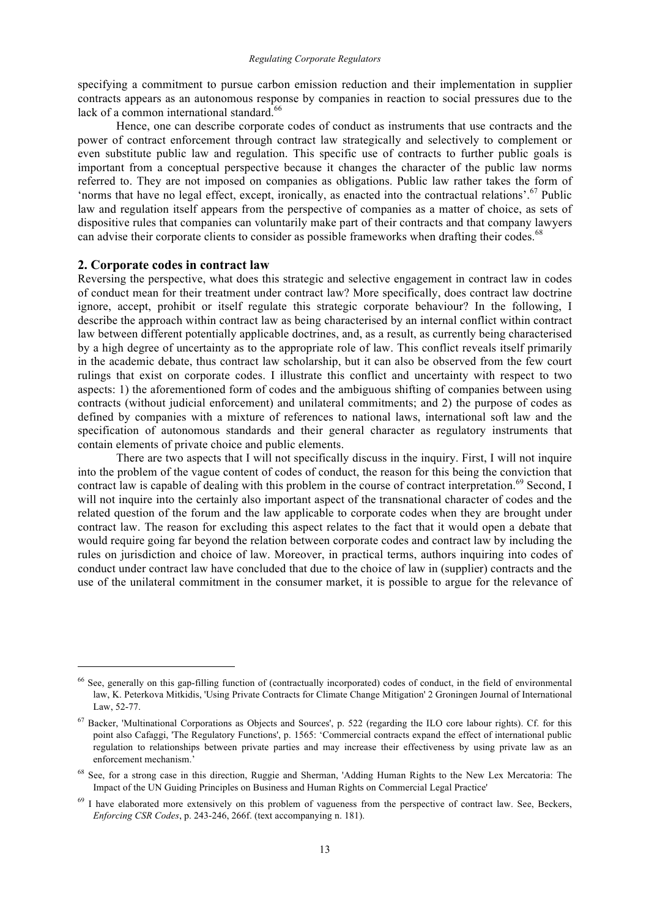specifying a commitment to pursue carbon emission reduction and their implementation in supplier contracts appears as an autonomous response by companies in reaction to social pressures due to the lack of a common international standard.[66]

Hence, one can describe corporate codes of conduct as instruments that use contracts and the power of contract enforcement through contract law strategically and selectively to complement or even substitute public law and regulation. This specific use of contracts to further public goals is important from a conceptual perspective because it changes the character of the public law norms referred to. They are not imposed on companies as obligations. Public law rather takes the form of 'norms that have no legal effect, except, ironically, as enacted into the contractual relations'.[67] Public law and regulation itself appears from the perspective of companies as a matter of choice, as sets of dispositive rules that companies can voluntarily make part of their contracts and that company lawyers can advise their corporate clients to consider as possible frameworks when drafting their codes.[68]

## 2. Corporate codes in contract law

Reversing the perspective, what does this strategic and selective engagement in contract law in codes of conduct mean for their treatment under contract law? More specifically, does contract law doctrine ignore, accept, prohibit or itself regulate this strategic corporate behaviour? In the following, I describe the approach within contract law as being characterised by an internal conflict within contract law between different potentially applicable doctrines, and, as a result, as currently being characterised by a high degree of uncertainty as to the appropriate role of law. This conflict reveals itself primarily in the academic debate, thus contract law scholarship, but it can also be observed from the few court rulings that exist on corporate codes. I illustrate this conflict and uncertainty with respect to two aspects: 1) the aforementioned form of codes and the ambiguous shifting of companies between using contracts (without judicial enforcement) and unilateral commitments; and 2) the purpose of codes as defined by companies with a mixture of references to national laws, international soft law and the specification of autonomous standards and their general character as regulatory instruments that contain elements of private choice and public elements.

There are two aspects that I will not specifically discuss in the inquiry. First, I will not inquire into the problem of the vague content of codes of conduct, the reason for this being the conviction that contract law is capable of dealing with this problem in the course of contract interpretation.[69] Second, I will not inquire into the certainly also important aspect of the transnational character of codes and the related question of the forum and the law applicable to corporate codes when they are brought under contract law. The reason for excluding this aspect relates to the fact that it would open a debate that would require going far beyond the relation between corporate codes and contract law by including the rules on jurisdiction and choice of law. Moreover, in practical terms, authors inquiring into codes of conduct under contract law have concluded that due to the choice of law in (supplier) contracts and the use of the unilateral commitment in the consumer market, it is possible to argue for the relevance of

---

[66] See, generally on this gap-filling function of (contractually incorporated) codes of conduct, in the field of environmental law, K. Peterkova Mitkidis, 'Using Private Contracts for Climate Change Mitigation' 2 Groningen Journal of International Law, 52-77.

[67] Backer, 'Multinational Corporations as Objects and Sources', p. 522 (regarding the ILO core labour rights). Cf. for this point also Cafaggi, 'The Regulatory Functions', p. 1565: 'Commercial contracts expand the effect of international public regulation to relationships between private parties and may increase their effectiveness by using private law as an enforcement mechanism.'

[68] See, for a strong case in this direction, Ruggie and Sherman, 'Adding Human Rights to the New Lex Mercatoria: The Impact of the UN Guiding Principles on Business and Human Rights on Commercial Legal Practice'

[69] I have elaborated more extensively on this problem of vagueness from the perspective of contract law. See, Beckers, *Enforcing CSR Codes*, p. 243-246, 266f. (text accompanying n. 181).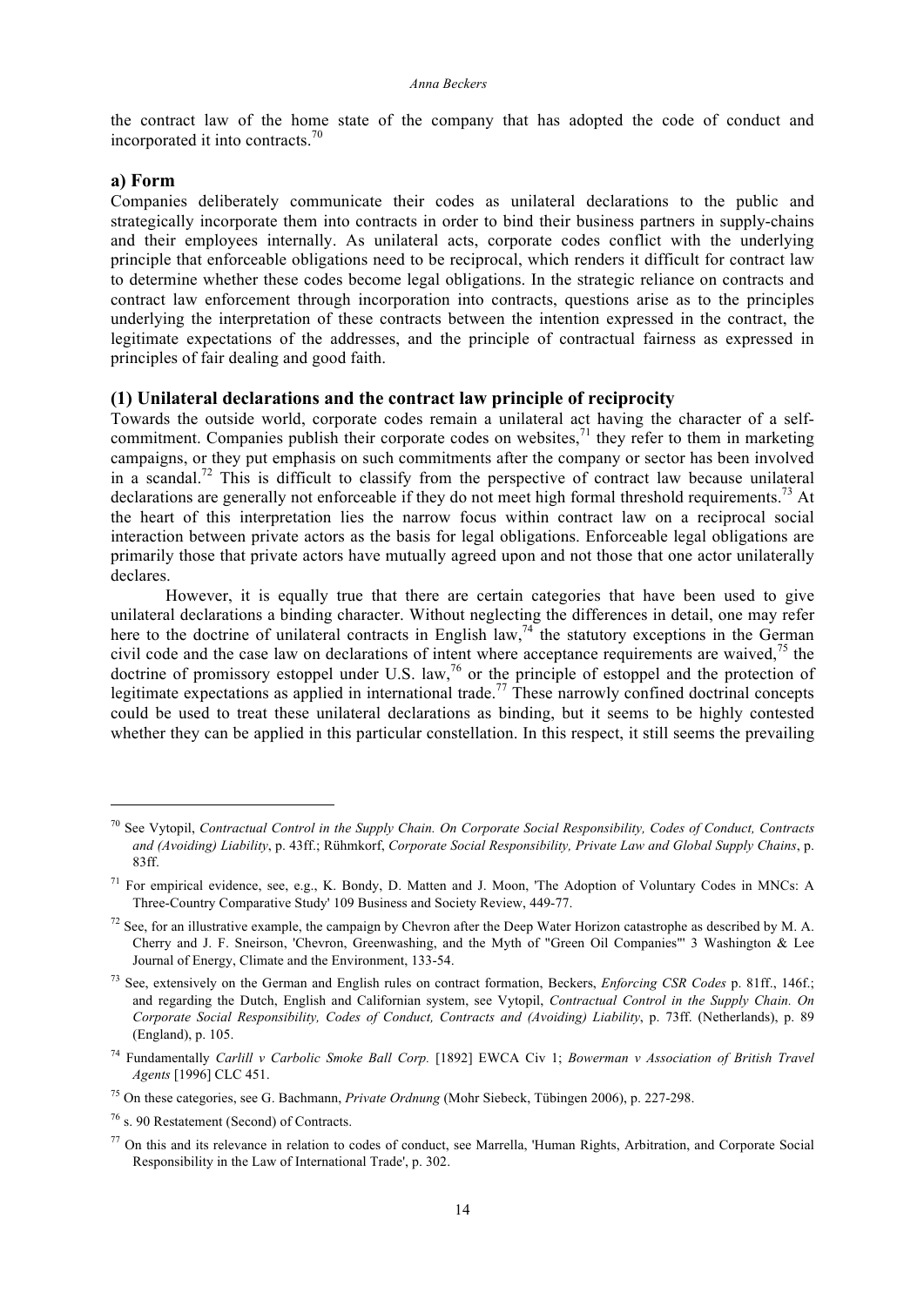the contract law of the home state of the company that has adopted the code of conduct and incorporated it into contracts.[70]

### a) Form

Companies deliberately communicate their codes as unilateral declarations to the public and strategically incorporate them into contracts in order to bind their business partners in supply-chains and their employees internally. As unilateral acts, corporate codes conflict with the underlying principle that enforceable obligations need to be reciprocal, which renders it difficult for contract law to determine whether these codes become legal obligations. In the strategic reliance on contracts and contract law enforcement through incorporation into contracts, questions arise as to the principles underlying the interpretation of these contracts between the intention expressed in the contract, the legitimate expectations of the addresses, and the principle of contractual fairness as expressed in principles of fair dealing and good faith.

### (1) Unilateral declarations and the contract law principle of reciprocity

Towards the outside world, corporate codes remain a unilateral act having the character of a self-commitment. Companies publish their corporate codes on websites,[71] they refer to them in marketing campaigns, or they put emphasis on such commitments after the company or sector has been involved in a scandal.[72] This is difficult to classify from the perspective of contract law because unilateral declarations are generally not enforceable if they do not meet high formal threshold requirements.[73] At the heart of this interpretation lies the narrow focus within contract law on a reciprocal social interaction between private actors as the basis for legal obligations. Enforceable legal obligations are primarily those that private actors have mutually agreed upon and not those that one actor unilaterally declares.

However, it is equally true that there are certain categories that have been used to give unilateral declarations a binding character. Without neglecting the differences in detail, one may refer here to the doctrine of unilateral contracts in English law,[74] the statutory exceptions in the German civil code and the case law on declarations of intent where acceptance requirements are waived,[75] the doctrine of promissory estoppel under U.S. law,[76] or the principle of estoppel and the protection of legitimate expectations as applied in international trade.[77] These narrowly confined doctrinal concepts could be used to treat these unilateral declarations as binding, but it seems to be highly contested whether they can be applied in this particular constellation. In this respect, it still seems the prevailing

---

[70] See Vytopil, *Contractual Control in the Supply Chain. On Corporate Social Responsibility, Codes of Conduct, Contracts and (Avoiding) Liability*, p. 43ff.; Rühmkorf, *Corporate Social Responsibility, Private Law and Global Supply Chains*, p. 83ff.

[71] For empirical evidence, see, e.g., K. Bondy, D. Matten and J. Moon, 'The Adoption of Voluntary Codes in MNCs: A Three-Country Comparative Study' 109 Business and Society Review, 449-77.

[72] See, for an illustrative example, the campaign by Chevron after the Deep Water Horizon catastrophe as described by M. A. Cherry and J. F. Sneirson, 'Chevron, Greenwashing, and the Myth of "Green Oil Companies"' 3 Washington & Lee Journal of Energy, Climate and the Environment, 133-54.

[73] See, extensively on the German and English rules on contract formation, Beckers, *Enforcing CSR Codes* p. 81ff., 146f.; and regarding the Dutch, English and Californian system, see Vytopil, *Contractual Control in the Supply Chain. On Corporate Social Responsibility, Codes of Conduct, Contracts and (Avoiding) Liability*, p. 73ff. (Netherlands), p. 89 (England), p. 105.

[74] Fundamentally *Carlill v Carbolic Smoke Ball Corp.* [1892] EWCA Civ 1; *Bowerman v Association of British Travel Agents* [1996] CLC 451.

[75] On these categories, see G. Bachmann, *Private Ordnung* (Mohr Siebeck, Tübingen 2006), p. 227-298.

[76] s. 90 Restatement (Second) of Contracts.

[77] On this and its relevance in relation to codes of conduct, see Marrella, 'Human Rights, Arbitration, and Corporate Social Responsibility in the Law of International Trade', p. 302.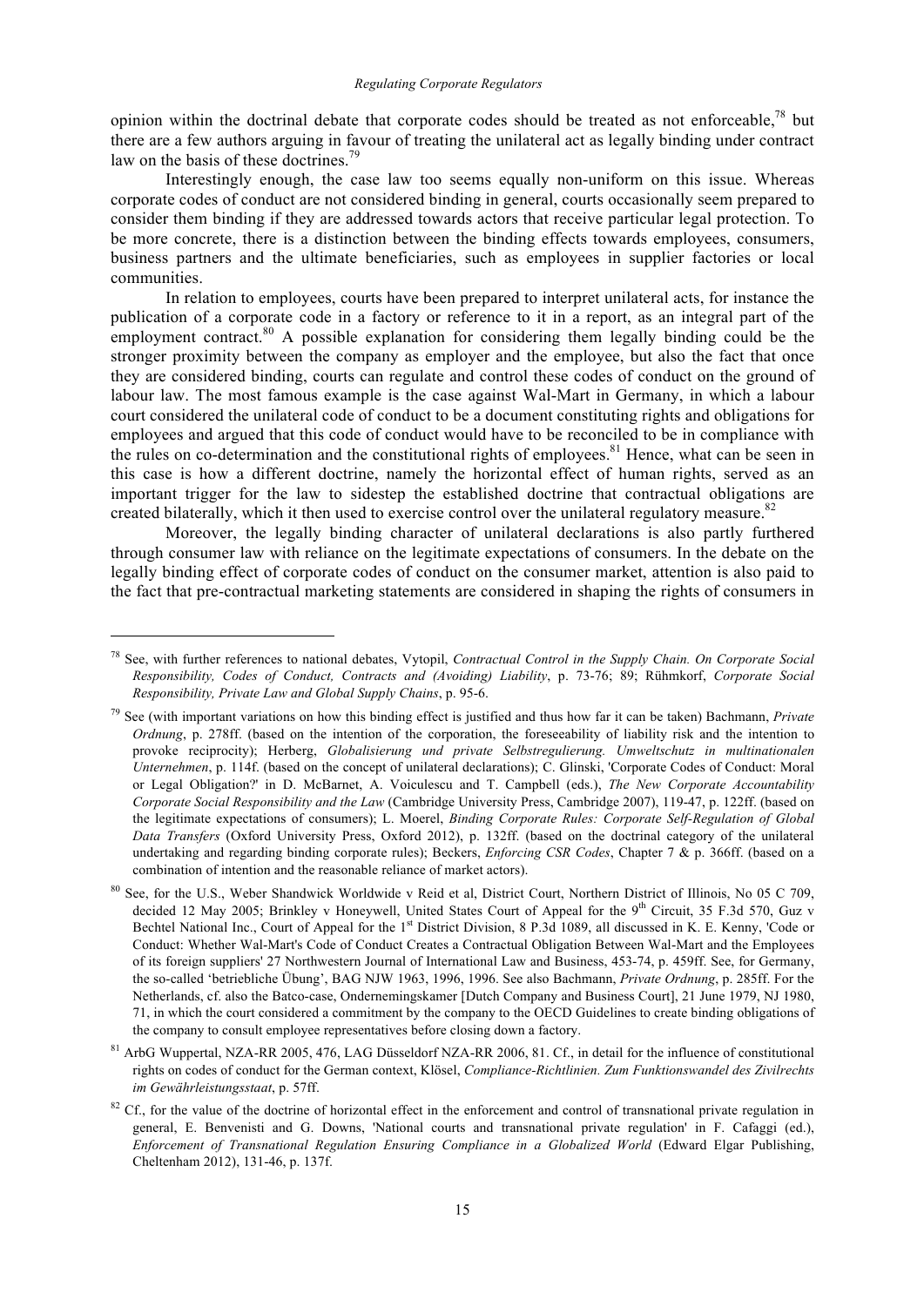opinion within the doctrinal debate that corporate codes should be treated as not enforceable,[78] but there are a few authors arguing in favour of treating the unilateral act as legally binding under contract law on the basis of these doctrines.[79]

Interestingly enough, the case law too seems equally non-uniform on this issue. Whereas corporate codes of conduct are not considered binding in general, courts occasionally seem prepared to consider them binding if they are addressed towards actors that receive particular legal protection. To be more concrete, there is a distinction between the binding effects towards employees, consumers, business partners and the ultimate beneficiaries, such as employees in supplier factories or local communities.

In relation to employees, courts have been prepared to interpret unilateral acts, for instance the publication of a corporate code in a factory or reference to it in a report, as an integral part of the employment contract.[80] A possible explanation for considering them legally binding could be the stronger proximity between the company as employer and the employee, but also the fact that once they are considered binding, courts can regulate and control these codes of conduct on the ground of labour law. The most famous example is the case against Wal-Mart in Germany, in which a labour court considered the unilateral code of conduct to be a document constituting rights and obligations for employees and argued that this code of conduct would have to be reconciled to be in compliance with the rules on co-determination and the constitutional rights of employees.[81] Hence, what can be seen in this case is how a different doctrine, namely the horizontal effect of human rights, served as an important trigger for the law to sidestep the established doctrine that contractual obligations are created bilaterally, which it then used to exercise control over the unilateral regulatory measure.[82]

Moreover, the legally binding character of unilateral declarations is also partly furthered through consumer law with reliance on the legitimate expectations of consumers. In the debate on the legally binding effect of corporate codes of conduct on the consumer market, attention is also paid to the fact that pre-contractual marketing statements are considered in shaping the rights of consumers in

---

[78] See, with further references to national debates, Vytopil, *Contractual Control in the Supply Chain. On Corporate Social Responsibility, Codes of Conduct, Contracts and (Avoiding) Liability*, p. 73-76; 89; Rühmkorf, *Corporate Social Responsibility, Private Law and Global Supply Chains*, p. 95-6.

[79] See (with important variations on how this binding effect is justified and thus how far it can be taken) Bachmann, *Private Ordnung*, p. 278ff. (based on the intention of the corporation, the foreseeability of liability risk and the intention to provoke reciprocity); Herberg, *Globalisierung und private Selbstregulierung. Umweltschutz in multinationalen Unternehmen*, p. 114f. (based on the concept of unilateral declarations); C. Glinski, 'Corporate Codes of Conduct: Moral or Legal Obligation?' in D. McBarnet, A. Voiculescu and T. Campbell (eds.), *The New Corporate Accountability Corporate Social Responsibility and the Law* (Cambridge University Press, Cambridge 2007), 119-47, p. 122ff. (based on the legitimate expectations of consumers); L. Moerel, *Binding Corporate Rules: Corporate Self-Regulation of Global Data Transfers* (Oxford University Press, Oxford 2012), p. 132ff. (based on the doctrinal category of the unilateral undertaking and regarding binding corporate rules); Beckers, *Enforcing CSR Codes*, Chapter 7 & p. 366ff. (based on a combination of intention and the reasonable reliance of market actors).

[80] See, for the U.S., Weber Shandwick Worldwide v Reid et al, District Court, Northern District of Illinois, No 05 C 709, decided 12 May 2005; Brinkley v Honeywell, United States Court of Appeal for the 9th Circuit, 35 F.3d 570, Guz v Bechtel National Inc., Court of Appeal for the 1st District Division, 8 P.3d 1089, all discussed in K. E. Kenny, 'Code or Conduct: Whether Wal-Mart's Code of Conduct Creates a Contractual Obligation Between Wal-Mart and the Employees of its foreign suppliers' 27 Northwestern Journal of International Law and Business, 453-74, p. 459ff. See, for Germany, the so-called 'betriebliche Übung', BAG NJW 1963, 1996, 1996. See also Bachmann, *Private Ordnung*, p. 285ff. For the Netherlands, cf. also the Batco-case, Ondernemingskamer [Dutch Company and Business Court], 21 June 1979, NJ 1980, 71, in which the court considered a commitment by the company to the OECD Guidelines to create binding obligations of the company to consult employee representatives before closing down a factory.

[81] ArbG Wuppertal, NZA-RR 2005, 476, LAG Düsseldorf NZA-RR 2006, 81. Cf., in detail for the influence of constitutional rights on codes of conduct for the German context, Klösel, *Compliance-Richtlinien. Zum Funktionswandel des Zivilrechts im Gewährleistungsstaat*, p. 57ff.

[82] Cf., for the value of the doctrine of horizontal effect in the enforcement and control of transnational private regulation in general, E. Benvenisti and G. Downs, 'National courts and transnational private regulation' in F. Cafaggi (ed.), *Enforcement of Transnational Regulation Ensuring Compliance in a Globalized World* (Edward Elgar Publishing, Cheltenham 2012), 131-46, p. 137f.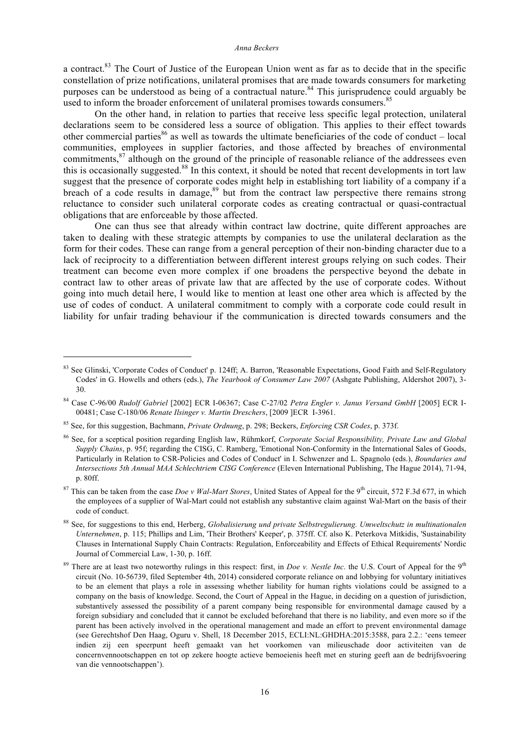a contract.[83] The Court of Justice of the European Union went as far as to decide that in the specific constellation of prize notifications, unilateral promises that are made towards consumers for marketing purposes can be understood as being of a contractual nature.[84] This jurisprudence could arguably be used to inform the broader enforcement of unilateral promises towards consumers.[85]

On the other hand, in relation to parties that receive less specific legal protection, unilateral declarations seem to be considered less a source of obligation. This applies to their effect towards other commercial parties[86] as well as towards the ultimate beneficiaries of the code of conduct – local communities, employees in supplier factories, and those affected by breaches of environmental commitments,[87] although on the ground of the principle of reasonable reliance of the addressees even this is occasionally suggested.[88] In this context, it should be noted that recent developments in tort law suggest that the presence of corporate codes might help in establishing tort liability of a company if a breach of a code results in damage,[89] but from the contract law perspective there remains strong reluctance to consider such unilateral corporate codes as creating contractual or quasi-contractual obligations that are enforceable by those affected.

One can thus see that already within contract law doctrine, quite different approaches are taken to dealing with these strategic attempts by companies to use the unilateral declaration as the form for their codes. These can range from a general perception of their non-binding character due to a lack of reciprocity to a differentiation between different interest groups relying on such codes. Their treatment can become even more complex if one broadens the perspective beyond the debate in contract law to other areas of private law that are affected by the use of corporate codes. Without going into much detail here, I would like to mention at least one other area which is affected by the use of codes of conduct. A unilateral commitment to comply with a corporate code could result in liability for unfair trading behaviour if the communication is directed towards consumers and the

---

[83] See Glinski, 'Corporate Codes of Conduct' p. 124ff; A. Barron, 'Reasonable Expectations, Good Faith and Self-Regulatory Codes' in G. Howells and others (eds.), *The Yearbook of Consumer Law 2007* (Ashgate Publishing, Aldershot 2007), 3-30.

[84] Case C-96/00 *Rudolf Gabriel* [2002] ECR I-06367; Case C-27/02 *Petra Engler v. Janus Versand GmbH* [2005] ECR I-00481; Case C-180/06 *Renate Ilsinger v. Martin Dreschers*, [2009 ]ECR I-3961.

[85] See, for this suggestion, Bachmann, *Private Ordnung*, p. 298; Beckers, *Enforcing CSR Codes*, p. 373f.

[86] See, for a sceptical position regarding English law, Rühmkorf, *Corporate Social Responsibility, Private Law and Global Supply Chains*, p. 95f; regarding the CISG, C. Ramberg, 'Emotional Non-Conformity in the International Sales of Goods, Particularly in Relation to CSR-Policies and Codes of Conduct' in I. Schwenzer and L. Spagnolo (eds.), *Boundaries and Intersections 5th Annual MAA Schlechtriem CISG Conference* (Eleven International Publishing, The Hague 2014), 71-94, p. 80ff.

[87] This can be taken from the case *Doe v Wal-Mart Stores*, United States of Appeal for the 9th circuit, 572 F.3d 677, in which the employees of a supplier of Wal-Mart could not establish any substantive claim against Wal-Mart on the basis of their code of conduct.

[88] See, for suggestions to this end, Herberg, *Globalisierung und private Selbstregulierung. Umweltschutz in multinationalen Unternehmen*, p. 115; Phillips and Lim, 'Their Brothers' Keeper', p. 375ff. Cf. also K. Peterkova Mitkidis, 'Sustainability Clauses in International Supply Chain Contracts: Regulation, Enforceability and Effects of Ethical Requirements' Nordic Journal of Commercial Law, 1-30, p. 16ff.

[89] There are at least two noteworthy rulings in this respect: first, in *Doe v. Nestle Inc*. the U.S. Court of Appeal for the 9th circuit (No. 10-56739, filed September 4th, 2014) considered corporate reliance on and lobbying for voluntary initiatives to be an element that plays a role in assessing whether liability for human rights violations could be assigned to a company on the basis of knowledge. Second, the Court of Appeal in the Hague, in deciding on a question of jurisdiction, substantively assessed the possibility of a parent company being responsible for environmental damage caused by a foreign subsidiary and concluded that it cannot be excluded beforehand that there is no liability, and even more so if the parent has been actively involved in the operational management and made an effort to prevent environmental damage (see Gerechtshof Den Haag, Oguru v. Shell, 18 December 2015, ECLI:NL:GHDHA:2015:3588, para 2.2.: 'eens temeer indien zij een speerpunt heeft gemaakt van het voorkomen van milieuschade door activiteiten van de concernvennootschappen en tot op zekere hoogte actieve bemoeienis heeft met en sturing geeft aan de bedrijfsvoering van die vennootschappen').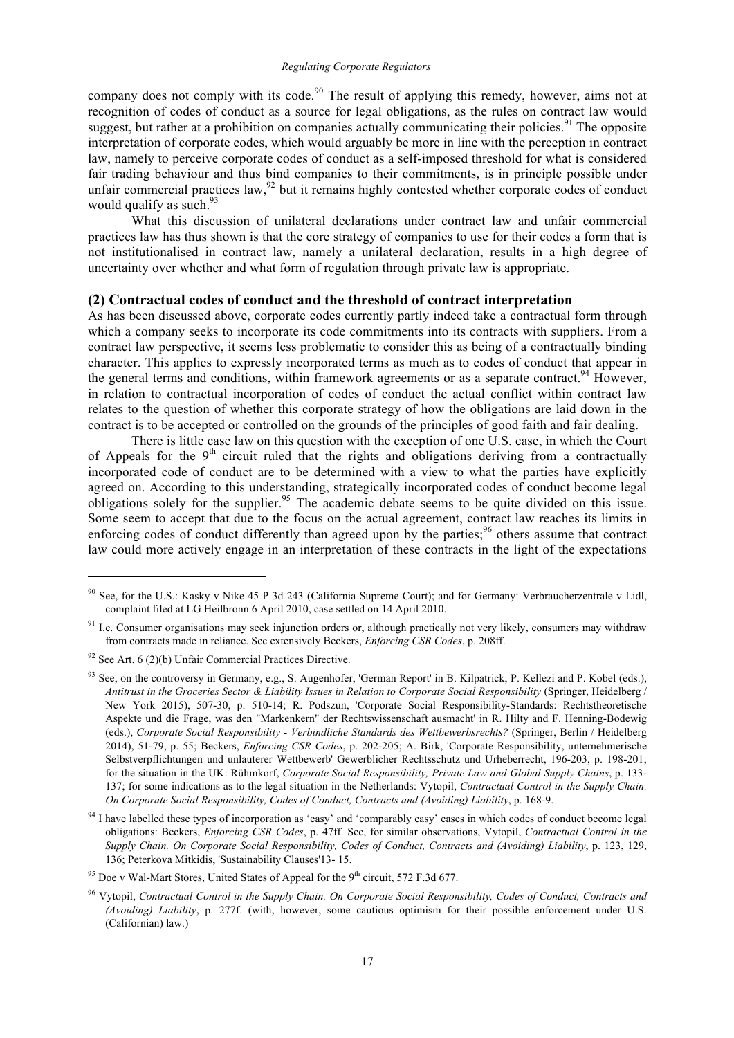company does not comply with its code.[90] The result of applying this remedy, however, aims not at recognition of codes of conduct as a source for legal obligations, as the rules on contract law would suggest, but rather at a prohibition on companies actually communicating their policies.[91] The opposite interpretation of corporate codes, which would arguably be more in line with the perception in contract law, namely to perceive corporate codes of conduct as a self-imposed threshold for what is considered fair trading behaviour and thus bind companies to their commitments, is in principle possible under unfair commercial practices law,[92] but it remains highly contested whether corporate codes of conduct would qualify as such.[93]

What this discussion of unilateral declarations under contract law and unfair commercial practices law has thus shown is that the core strategy of companies to use for their codes a form that is not institutionalised in contract law, namely a unilateral declaration, results in a high degree of uncertainty over whether and what form of regulation through private law is appropriate.

### (2) Contractual codes of conduct and the threshold of contract interpretation

As has been discussed above, corporate codes currently partly indeed take a contractual form through which a company seeks to incorporate its code commitments into its contracts with suppliers. From a contract law perspective, it seems less problematic to consider this as being of a contractually binding character. This applies to expressly incorporated terms as much as to codes of conduct that appear in the general terms and conditions, within framework agreements or as a separate contract.[94] However, in relation to contractual incorporation of codes of conduct the actual conflict within contract law relates to the question of whether this corporate strategy of how the obligations are laid down in the contract is to be accepted or controlled on the grounds of the principles of good faith and fair dealing.

There is little case law on this question with the exception of one U.S. case, in which the Court of Appeals for the 9th circuit ruled that the rights and obligations deriving from a contractually incorporated code of conduct are to be determined with a view to what the parties have explicitly agreed on. According to this understanding, strategically incorporated codes of conduct become legal obligations solely for the supplier.[95] The academic debate seems to be quite divided on this issue. Some seem to accept that due to the focus on the actual agreement, contract law reaches its limits in enforcing codes of conduct differently than agreed upon by the parties;[96] others assume that contract law could more actively engage in an interpretation of these contracts in the light of the expectations

---

[90] See, for the U.S.: Kasky v Nike 45 P 3d 243 (California Supreme Court); and for Germany: Verbraucherzentrale v Lidl, complaint filed at LG Heilbronn 6 April 2010, case settled on 14 April 2010.

[91] I.e. Consumer organisations may seek injunction orders or, although practically not very likely, consumers may withdraw from contracts made in reliance. See extensively Beckers, *Enforcing CSR Codes*, p. 208ff.

[92] See Art. 6 (2)(b) Unfair Commercial Practices Directive.

[93] See, on the controversy in Germany, e.g., S. Augenhofer, 'German Report' in B. Kilpatrick, P. Kellezi and P. Kobel (eds.), *Antitrust in the Groceries Sector & Liability Issues in Relation to Corporate Social Responsibility* (Springer, Heidelberg / New York 2015), 507-30, p. 510-14; R. Podszun, 'Corporate Social Responsibility-Standards: Rechtstheoretische Aspekte und die Frage, was den "Markenkern" der Rechtswissenschaft ausmacht' in R. Hilty and F. Henning-Bodewig (eds.), *Corporate Social Responsibility - Verbindliche Standards des Wettbewerbsrechts?* (Springer, Berlin / Heidelberg 2014), 51-79, p. 55; Beckers, *Enforcing CSR Codes*, p. 202-205; A. Birk, 'Corporate Responsibility, unternehmerische Selbstverpflichtungen und unlauterer Wettbewerb' Gewerblicher Rechtsschutz und Urheberrecht, 196-203, p. 198-201; for the situation in the UK: Rühmkorf, *Corporate Social Responsibility, Private Law and Global Supply Chains*, p. 133-137; for some indications as to the legal situation in the Netherlands: Vytopil, *Contractual Control in the Supply Chain. On Corporate Social Responsibility, Codes of Conduct, Contracts and (Avoiding) Liability*, p. 168-9.

[94] I have labelled these types of incorporation as 'easy' and 'comparably easy' cases in which codes of conduct become legal obligations: Beckers, *Enforcing CSR Codes*, p. 47ff. See, for similar observations, Vytopil, *Contractual Control in the Supply Chain. On Corporate Social Responsibility, Codes of Conduct, Contracts and (Avoiding) Liability*, p. 123, 129, 136; Peterkova Mitkidis, 'Sustainability Clauses'13- 15.

[95] Doe v Wal-Mart Stores, United States of Appeal for the 9th circuit, 572 F.3d 677.

[96] Vytopil, *Contractual Control in the Supply Chain. On Corporate Social Responsibility, Codes of Conduct, Contracts and (Avoiding) Liability*, p. 277f. (with, however, some cautious optimism for their possible enforcement under U.S. (Californian) law.)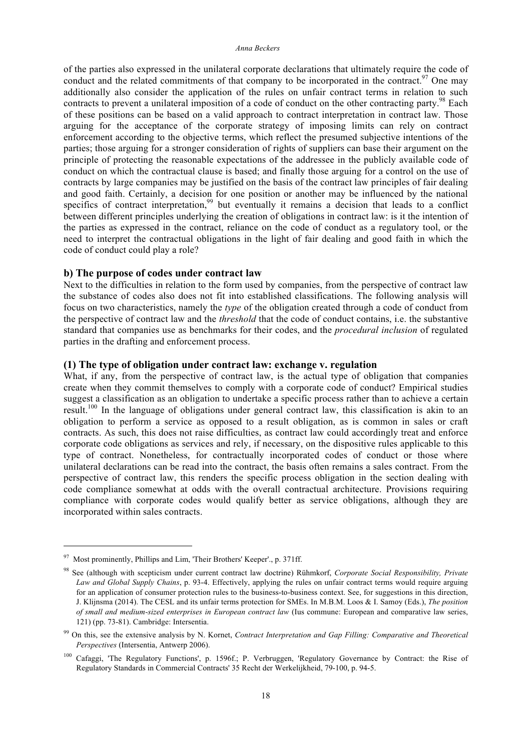of the parties also expressed in the unilateral corporate declarations that ultimately require the code of conduct and the related commitments of that company to be incorporated in the contract.[97] One may additionally also consider the application of the rules on unfair contract terms in relation to such contracts to prevent a unilateral imposition of a code of conduct on the other contracting party.[98] Each of these positions can be based on a valid approach to contract interpretation in contract law. Those arguing for the acceptance of the corporate strategy of imposing limits can rely on contract enforcement according to the objective terms, which reflect the presumed subjective intentions of the parties; those arguing for a stronger consideration of rights of suppliers can base their argument on the principle of protecting the reasonable expectations of the addressee in the publicly available code of conduct on which the contractual clause is based; and finally those arguing for a control on the use of contracts by large companies may be justified on the basis of the contract law principles of fair dealing and good faith. Certainly, a decision for one position or another may be influenced by the national specifics of contract interpretation,[99] but eventually it remains a decision that leads to a conflict between different principles underlying the creation of obligations in contract law: is it the intention of the parties as expressed in the contract, reliance on the code of conduct as a regulatory tool, or the need to interpret the contractual obligations in the light of fair dealing and good faith in which the code of conduct could play a role?

### b) The purpose of codes under contract law

Next to the difficulties in relation to the form used by companies, from the perspective of contract law the substance of codes also does not fit into established classifications. The following analysis will focus on two characteristics, namely the *type* of the obligation created through a code of conduct from the perspective of contract law and the *threshold* that the code of conduct contains, i.e. the substantive standard that companies use as benchmarks for their codes, and the *procedural inclusion* of regulated parties in the drafting and enforcement process.

#### (1) The type of obligation under contract law: exchange v. regulation

What, if any, from the perspective of contract law, is the actual type of obligation that companies create when they commit themselves to comply with a corporate code of conduct? Empirical studies suggest a classification as an obligation to undertake a specific process rather than to achieve a certain result.[100] In the language of obligations under general contract law, this classification is akin to an obligation to perform a service as opposed to a result obligation, as is common in sales or craft contracts. As such, this does not raise difficulties, as contract law could accordingly treat and enforce corporate code obligations as services and rely, if necessary, on the dispositive rules applicable to this type of contract. Nonetheless, for contractually incorporated codes of conduct or those where unilateral declarations can be read into the contract, the basis often remains a sales contract. From the perspective of contract law, this renders the specific process obligation in the section dealing with code compliance somewhat at odds with the overall contractual architecture. Provisions requiring compliance with corporate codes would qualify better as service obligations, although they are incorporated within sales contracts.

---

[97] Most prominently, Phillips and Lim, 'Their Brothers' Keeper'., p. 371ff.

[98] See (although with scepticism under current contract law doctrine) Rühmkorf, *Corporate Social Responsibility, Private Law and Global Supply Chains*, p. 93-4. Effectively, applying the rules on unfair contract terms would require arguing for an application of consumer protection rules to the business-to-business context. See, for suggestions in this direction, J. Klijnsma (2014). The CESL and its unfair terms protection for SMEs. In M.B.M. Loos & I. Samoy (Eds.), *The position of small and medium-sized enterprises in European contract law* (Ius commune: European and comparative law series, 121) (pp. 73-81). Cambridge: Intersentia.

[99] On this, see the extensive analysis by N. Kornet, *Contract Interpretation and Gap Filling: Comparative and Theoretical Perspectives* (Intersentia, Antwerp 2006).

[100] Cafaggi, 'The Regulatory Functions', p. 1596f.; P. Verbruggen, 'Regulatory Governance by Contract: the Rise of Regulatory Standards in Commercial Contracts' 35 Recht der Werkelijkheid, 79-100, p. 94-5.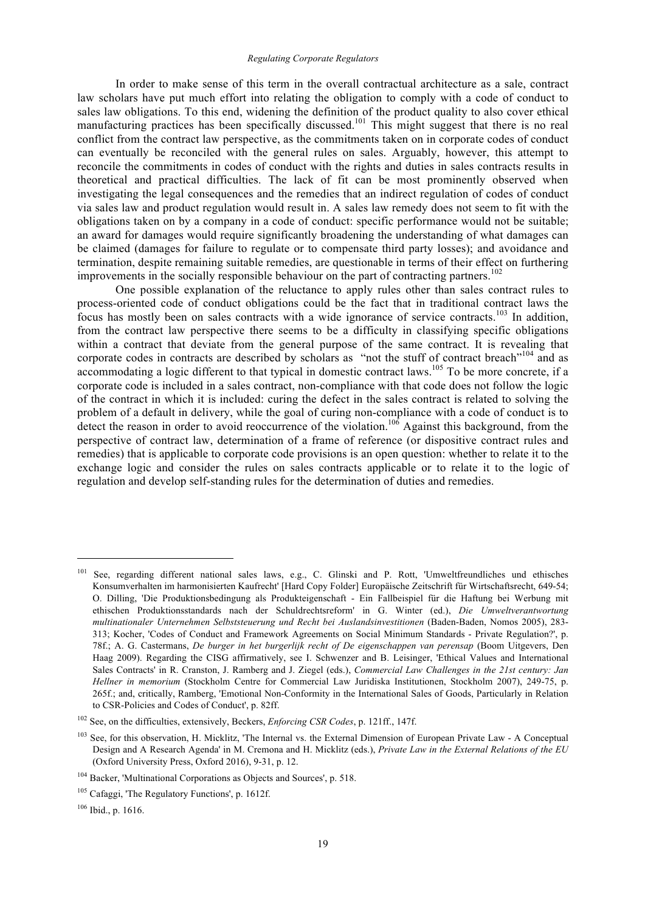In order to make sense of this term in the overall contractual architecture as a sale, contract law scholars have put much effort into relating the obligation to comply with a code of conduct to sales law obligations. To this end, widening the definition of the product quality to also cover ethical manufacturing practices has been specifically discussed.[101] This might suggest that there is no real conflict from the contract law perspective, as the commitments taken on in corporate codes of conduct can eventually be reconciled with the general rules on sales. Arguably, however, this attempt to reconcile the commitments in codes of conduct with the rights and duties in sales contracts results in theoretical and practical difficulties. The lack of fit can be most prominently observed when investigating the legal consequences and the remedies that an indirect regulation of codes of conduct via sales law and product regulation would result in. A sales law remedy does not seem to fit with the obligations taken on by a company in a code of conduct: specific performance would not be suitable; an award for damages would require significantly broadening the understanding of what damages can be claimed (damages for failure to regulate or to compensate third party losses); and avoidance and termination, despite remaining suitable remedies, are questionable in terms of their effect on furthering improvements in the socially responsible behaviour on the part of contracting partners.[102]

One possible explanation of the reluctance to apply rules other than sales contract rules to process-oriented code of conduct obligations could be the fact that in traditional contract laws the focus has mostly been on sales contracts with a wide ignorance of service contracts.[103] In addition, from the contract law perspective there seems to be a difficulty in classifying specific obligations within a contract that deviate from the general purpose of the same contract. It is revealing that corporate codes in contracts are described by scholars as "not the stuff of contract breach"[104] and as accommodating a logic different to that typical in domestic contract laws.[105] To be more concrete, if a corporate code is included in a sales contract, non-compliance with that code does not follow the logic of the contract in which it is included: curing the defect in the sales contract is related to solving the problem of a default in delivery, while the goal of curing non-compliance with a code of conduct is to detect the reason in order to avoid reoccurrence of the violation.[106] Against this background, from the perspective of contract law, determination of a frame of reference (or dispositive contract rules and remedies) that is applicable to corporate code provisions is an open question: whether to relate it to the exchange logic and consider the rules on sales contracts applicable or to relate it to the logic of regulation and develop self-standing rules for the determination of duties and remedies.

---

[101] See, regarding different national sales laws, e.g., C. Glinski and P. Rott, 'Umweltfreundliches und ethisches Konsumverhalten im harmonisierten Kaufrecht' [Hard Copy Folder] Europäische Zeitschrift für Wirtschaftsrecht, 649-54; O. Dilling, 'Die Produktionsbedingung als Produkteigenschaft - Ein Fallbeispiel für die Haftung bei Werbung mit ethischen Produktionsstandards nach der Schuldrechtsreform' in G. Winter (ed.), *Die Umweltverantwortung multinationaler Unternehmen Selbststeuerung und Recht bei Auslandsinvestitionen* (Baden-Baden, Nomos 2005), 283-313; Kocher, 'Codes of Conduct and Framework Agreements on Social Minimum Standards - Private Regulation?', p. 78f.; A. G. Castermans, *De burger in het burgerlijk recht of De eigenschappen van perensap* (Boom Uitgevers, Den Haag 2009). Regarding the CISG affirmatively, see I. Schwenzer and B. Leisinger, 'Ethical Values and International Sales Contracts' in R. Cranston, J. Ramberg and J. Ziegel (eds.), *Commercial Law Challenges in the 21st century: Jan Hellner in memorium* (Stockholm Centre for Commercial Law Juridiska Institutionen, Stockholm 2007), 249-75, p. 265f.; and, critically, Ramberg, 'Emotional Non-Conformity in the International Sales of Goods, Particularly in Relation to CSR-Policies and Codes of Conduct', p. 82ff.

[102] See, on the difficulties, extensively, Beckers, *Enforcing CSR Codes*, p. 121ff., 147f.

[103] See, for this observation, H. Micklitz, 'The Internal vs. the External Dimension of European Private Law - A Conceptual Design and A Research Agenda' in M. Cremona and H. Micklitz (eds.), *Private Law in the External Relations of the EU* (Oxford University Press, Oxford 2016), 9-31, p. 12.

[104] Backer, 'Multinational Corporations as Objects and Sources', p. 518.

[105] Cafaggi, 'The Regulatory Functions', p. 1612f.

[106] Ibid., p. 1616.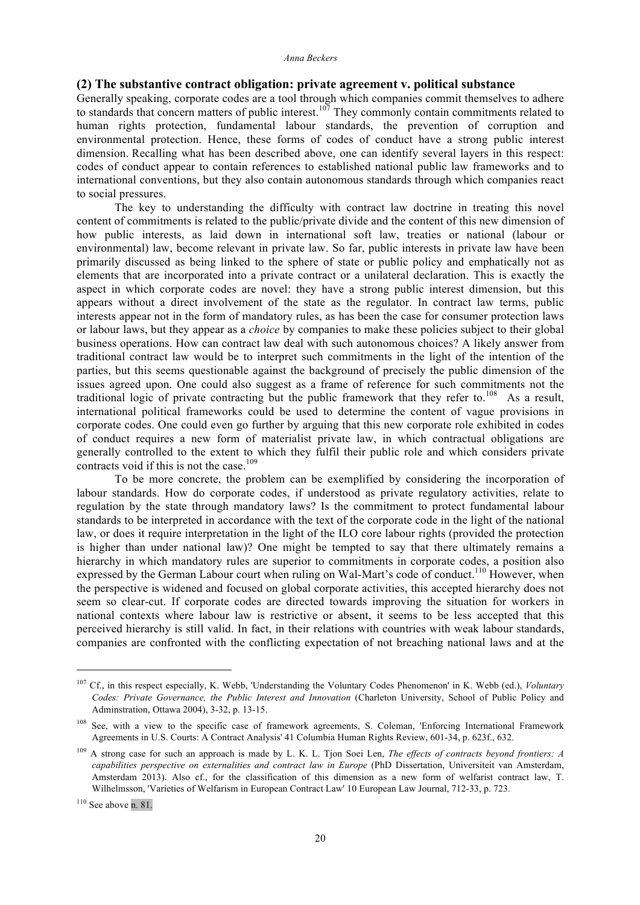## (2) The substantive contract obligation: private agreement v. political substance

Generally speaking, corporate codes are a tool through which companies commit themselves to adhere to standards that concern matters of public interest.[107] They commonly contain commitments related to human rights protection, fundamental labour standards, the prevention of corruption and environmental protection. Hence, these forms of codes of conduct have a strong public interest dimension. Recalling what has been described above, one can identify several layers in this respect: codes of conduct appear to contain references to established national public law frameworks and to international conventions, but they also contain autonomous standards through which companies react to social pressures.

The key to understanding the difficulty with contract law doctrine in treating this novel content of commitments is related to the public/private divide and the content of this new dimension of how public interests, as laid down in international soft law, treaties or national (labour or environmental) law, become relevant in private law. So far, public interests in private law have been primarily discussed as being linked to the sphere of state or public policy and emphatically not as elements that are incorporated into a private contract or a unilateral declaration. This is exactly the aspect in which corporate codes are novel: they have a strong public interest dimension, but this appears without a direct involvement of the state as the regulator. In contract law terms, public interests appear not in the form of mandatory rules, as has been the case for consumer protection laws or labour laws, but they appear as a *choice* by companies to make these policies subject to their global business operations. How can contract law deal with such autonomous choices? A likely answer from traditional contract law would be to interpret such commitments in the light of the intention of the parties, but this seems questionable against the background of precisely the public dimension of the issues agreed upon. One could also suggest as a frame of reference for such commitments not the traditional logic of private contracting but the public framework that they refer to.[108] As a result, international political frameworks could be used to determine the content of vague provisions in corporate codes. One could even go further by arguing that this new corporate role exhibited in codes of conduct requires a new form of materialist private law, in which contractual obligations are generally controlled to the extent to which they fulfil their public role and which considers private contracts void if this is not the case.[109]

To be more concrete, the problem can be exemplified by considering the incorporation of labour standards. How do corporate codes, if understood as private regulatory activities, relate to regulation by the state through mandatory laws? Is the commitment to protect fundamental labour standards to be interpreted in accordance with the text of the corporate code in the light of the national law, or does it require interpretation in the light of the ILO core labour rights (provided the protection is higher than under national law)? One might be tempted to say that there ultimately remains a hierarchy in which mandatory rules are superior to commitments in corporate codes, a position also expressed by the German Labour court when ruling on Wal-Mart's code of conduct.[110] However, when the perspective is widened and focused on global corporate activities, this accepted hierarchy does not seem so clear-cut. If corporate codes are directed towards improving the situation for workers in national contexts where labour law is restrictive or absent, it seems to be less accepted that this perceived hierarchy is still valid. In fact, in their relations with countries with weak labour standards, companies are confronted with the conflicting expectation of not breaching national laws and at the

---

[107] Cf., in this respect especially, K. Webb, 'Understanding the Voluntary Codes Phenomenon' in K. Webb (ed.), *Voluntary Codes: Private Governance, the Public Interest and Innovation* (Charleton University, School of Public Policy and Adminstration, Ottawa 2004), 3-32, p. 13-15.

[108] See, with a view to the specific case of framework agreements, S. Coleman, 'Enforcing International Framework Agreements in U.S. Courts: A Contract Analysis' 41 Columbia Human Rights Review, 601-34, p. 623f., 632.

[109] A strong case for such an approach is made by L. K. L. Tjon Soei Len, *The effects of contracts beyond frontiers: A capabilities perspective on externalities and contract law in Europe* (PhD Dissertation, Universiteit van Amsterdam, Amsterdam 2013). Also cf., for the classification of this dimension as a new form of welfarist contract law, T. Wilhelmsson, 'Varieties of Welfarism in European Contract Law' 10 European Law Journal, 712-33, p. 723.

[110] See above n. 81.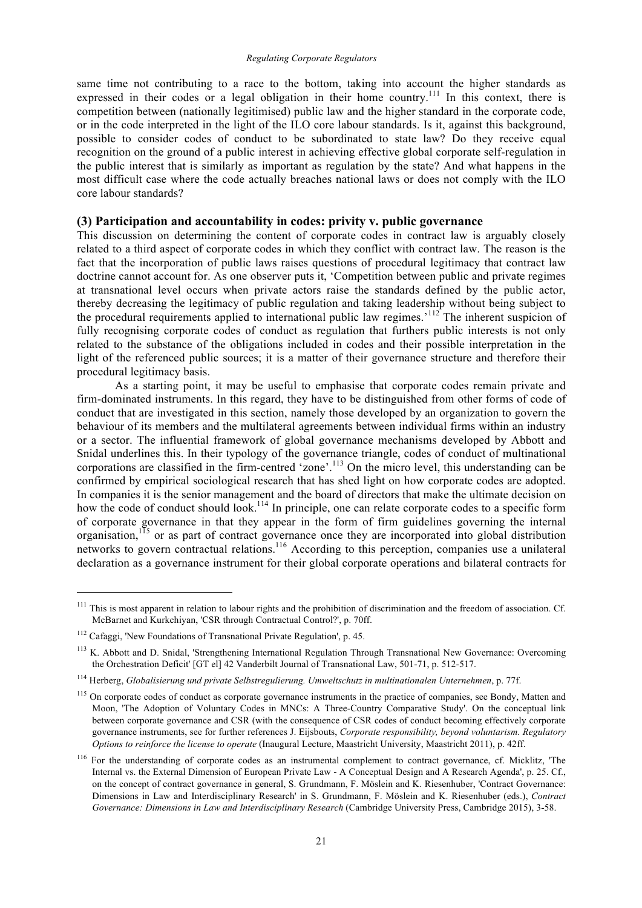same time not contributing to a race to the bottom, taking into account the higher standards as expressed in their codes or a legal obligation in their home country.[111] In this context, there is competition between (nationally legitimised) public law and the higher standard in the corporate code, or in the code interpreted in the light of the ILO core labour standards. Is it, against this background, possible to consider codes of conduct to be subordinated to state law? Do they receive equal recognition on the ground of a public interest in achieving effective global corporate self-regulation in the public interest that is similarly as important as regulation by the state? And what happens in the most difficult case where the code actually breaches national laws or does not comply with the ILO core labour standards?

### (3) Participation and accountability in codes: privity v. public governance

This discussion on determining the content of corporate codes in contract law is arguably closely related to a third aspect of corporate codes in which they conflict with contract law. The reason is the fact that the incorporation of public laws raises questions of procedural legitimacy that contract law doctrine cannot account for. As one observer puts it, 'Competition between public and private regimes at transnational level occurs when private actors raise the standards defined by the public actor, thereby decreasing the legitimacy of public regulation and taking leadership without being subject to the procedural requirements applied to international public law regimes.'[112] The inherent suspicion of fully recognising corporate codes of conduct as regulation that furthers public interests is not only related to the substance of the obligations included in codes and their possible interpretation in the light of the referenced public sources; it is a matter of their governance structure and therefore their procedural legitimacy basis.

As a starting point, it may be useful to emphasise that corporate codes remain private and firm-dominated instruments. In this regard, they have to be distinguished from other forms of code of conduct that are investigated in this section, namely those developed by an organization to govern the behaviour of its members and the multilateral agreements between individual firms within an industry or a sector. The influential framework of global governance mechanisms developed by Abbott and Snidal underlines this. In their typology of the governance triangle, codes of conduct of multinational corporations are classified in the firm-centred 'zone'.[113] On the micro level, this understanding can be confirmed by empirical sociological research that has shed light on how corporate codes are adopted. In companies it is the senior management and the board of directors that make the ultimate decision on how the code of conduct should look.[114] In principle, one can relate corporate codes to a specific form of corporate governance in that they appear in the form of firm guidelines governing the internal organisation,[115] or as part of contract governance once they are incorporated into global distribution networks to govern contractual relations.[116] According to this perception, companies use a unilateral declaration as a governance instrument for their global corporate operations and bilateral contracts for

---

[111] This is most apparent in relation to labour rights and the prohibition of discrimination and the freedom of association. Cf. McBarnet and Kurkchiyan, 'CSR through Contractual Control?', p. 70ff.

[112] Cafaggi, 'New Foundations of Transnational Private Regulation', p. 45.

[113] K. Abbott and D. Snidal, 'Strengthening International Regulation Through Transnational New Governance: Overcoming the Orchestration Deficit' [GT el] 42 Vanderbilt Journal of Transnational Law, 501-71, p. 512-517.

[114] Herberg, *Globalisierung und private Selbstregulierung. Umweltschutz in multinationalen Unternehmen*, p. 77f.

[115] On corporate codes of conduct as corporate governance instruments in the practice of companies, see Bondy, Matten and Moon, 'The Adoption of Voluntary Codes in MNCs: A Three-Country Comparative Study'. On the conceptual link between corporate governance and CSR (with the consequence of CSR codes of conduct becoming effectively corporate governance instruments, see for further references J. Eijsbouts, *Corporate responsibility, beyond voluntarism. Regulatory Options to reinforce the license to operate* (Inaugural Lecture, Maastricht University, Maastricht 2011), p. 42ff.

[116] For the understanding of corporate codes as an instrumental complement to contract governance, cf. Micklitz, 'The Internal vs. the External Dimension of European Private Law - A Conceptual Design and A Research Agenda', p. 25. Cf., on the concept of contract governance in general, S. Grundmann, F. Möslein and K. Riesenhuber, 'Contract Governance: Dimensions in Law and Interdisciplinary Research' in S. Grundmann, F. Möslein and K. Riesenhuber (eds.), *Contract Governance: Dimensions in Law and Interdisciplinary Research* (Cambridge University Press, Cambridge 2015), 3-58.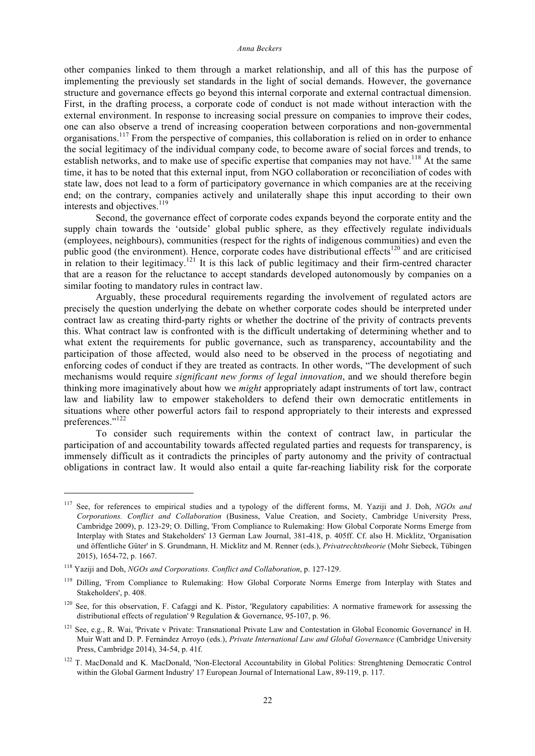other companies linked to them through a market relationship, and all of this has the purpose of implementing the previously set standards in the light of social demands. However, the governance structure and governance effects go beyond this internal corporate and external contractual dimension. First, in the drafting process, a corporate code of conduct is not made without interaction with the external environment. In response to increasing social pressure on companies to improve their codes, one can also observe a trend of increasing cooperation between corporations and non-governmental organisations.[117] From the perspective of companies, this collaboration is relied on in order to enhance the social legitimacy of the individual company code, to become aware of social forces and trends, to establish networks, and to make use of specific expertise that companies may not have.[118] At the same time, it has to be noted that this external input, from NGO collaboration or reconciliation of codes with state law, does not lead to a form of participatory governance in which companies are at the receiving end; on the contrary, companies actively and unilaterally shape this input according to their own interests and objectives.[119]

Second, the governance effect of corporate codes expands beyond the corporate entity and the supply chain towards the 'outside' global public sphere, as they effectively regulate individuals (employees, neighbours), communities (respect for the rights of indigenous communities) and even the public good (the environment). Hence, corporate codes have distributional effects[120] and are criticised in relation to their legitimacy.[121] It is this lack of public legitimacy and their firm-centred character that are a reason for the reluctance to accept standards developed autonomously by companies on a similar footing to mandatory rules in contract law.

Arguably, these procedural requirements regarding the involvement of regulated actors are precisely the question underlying the debate on whether corporate codes should be interpreted under contract law as creating third-party rights or whether the doctrine of the privity of contracts prevents this. What contract law is confronted with is the difficult undertaking of determining whether and to what extent the requirements for public governance, such as transparency, accountability and the participation of those affected, would also need to be observed in the process of negotiating and enforcing codes of conduct if they are treated as contracts. In other words, "The development of such mechanisms would require *significant new forms of legal innovation*, and we should therefore begin thinking more imaginatively about how we *might* appropriately adapt instruments of tort law, contract law and liability law to empower stakeholders to defend their own democratic entitlements in situations where other powerful actors fail to respond appropriately to their interests and expressed preferences."[122]

To consider such requirements within the context of contract law, in particular the participation of and accountability towards affected regulated parties and requests for transparency, is immensely difficult as it contradicts the principles of party autonomy and the privity of contractual obligations in contract law. It would also entail a quite far-reaching liability risk for the corporate

---

[117] See, for references to empirical studies and a typology of the different forms, M. Yaziji and J. Doh, *NGOs and Corporations. Conflict and Collaboration* (Business, Value Creation, and Society, Cambridge University Press, Cambridge 2009), p. 123-29; O. Dilling, 'From Compliance to Rulemaking: How Global Corporate Norms Emerge from Interplay with States and Stakeholders' 13 German Law Journal, 381-418, p. 405ff. Cf. also H. Micklitz, 'Organisation und öffentliche Güter' in S. Grundmann, H. Micklitz and M. Renner (eds.), *Privatrechtstheorie* (Mohr Siebeck, Tübingen 2015), 1654-72, p. 1667.

[118] Yaziji and Doh, *NGOs and Corporations. Conflict and Collaboration*, p. 127-129.

[119] Dilling, 'From Compliance to Rulemaking: How Global Corporate Norms Emerge from Interplay with States and Stakeholders', p. 408.

[120] See, for this observation, F. Cafaggi and K. Pistor, 'Regulatory capabilities: A normative framework for assessing the distributional effects of regulation' 9 Regulation & Governance, 95-107, p. 96.

[121] See, e.g., R. Wai, 'Private v Private: Transnational Private Law and Contestation in Global Economic Governance' in H. Muir Watt and D. P. Fernández Arroyo (eds.), *Private International Law and Global Governance* (Cambridge University Press, Cambridge 2014), 34-54, p. 41f.

[122] T. MacDonald and K. MacDonald, 'Non-Electoral Accountability in Global Politics: Strenghtening Democratic Control within the Global Garment Industry' 17 European Journal of International Law, 89-119, p. 117.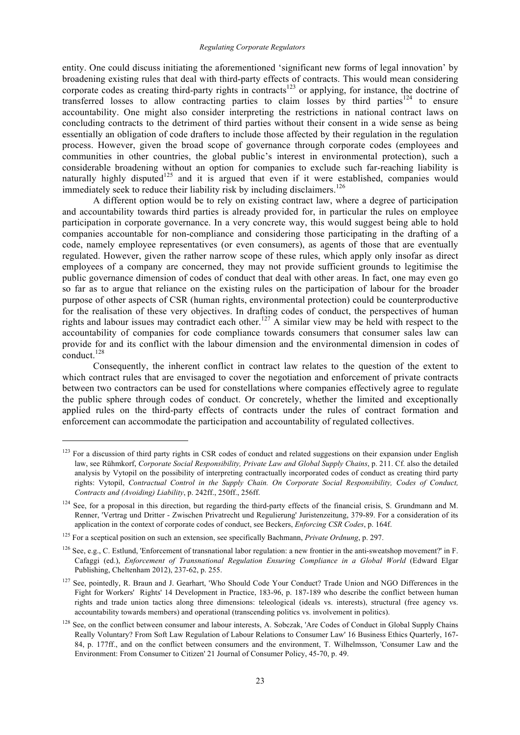entity. One could discuss initiating the aforementioned 'significant new forms of legal innovation' by broadening existing rules that deal with third-party effects of contracts. This would mean considering corporate codes as creating third-party rights in contracts[123] or applying, for instance, the doctrine of transferred losses to allow contracting parties to claim losses by third parties[124] to ensure accountability. One might also consider interpreting the restrictions in national contract laws on concluding contracts to the detriment of third parties without their consent in a wide sense as being essentially an obligation of code drafters to include those affected by their regulation in the regulation process. However, given the broad scope of governance through corporate codes (employees and communities in other countries, the global public's interest in environmental protection), such a considerable broadening without an option for companies to exclude such far-reaching liability is naturally highly disputed[125] and it is argued that even if it were established, companies would immediately seek to reduce their liability risk by including disclaimers.[126]

A different option would be to rely on existing contract law, where a degree of participation and accountability towards third parties is already provided for, in particular the rules on employee participation in corporate governance. In a very concrete way, this would suggest being able to hold companies accountable for non-compliance and considering those participating in the drafting of a code, namely employee representatives (or even consumers), as agents of those that are eventually regulated. However, given the rather narrow scope of these rules, which apply only insofar as direct employees of a company are concerned, they may not provide sufficient grounds to legitimise the public governance dimension of codes of conduct that deal with other areas. In fact, one may even go so far as to argue that reliance on the existing rules on the participation of labour for the broader purpose of other aspects of CSR (human rights, environmental protection) could be counterproductive for the realisation of these very objectives. In drafting codes of conduct, the perspectives of human rights and labour issues may contradict each other.[127] A similar view may be held with respect to the accountability of companies for code compliance towards consumers that consumer sales law can provide for and its conflict with the labour dimension and the environmental dimension in codes of conduct.[128]

Consequently, the inherent conflict in contract law relates to the question of the extent to which contract rules that are envisaged to cover the negotiation and enforcement of private contracts between two contractors can be used for constellations where companies effectively agree to regulate the public sphere through codes of conduct. Or concretely, whether the limited and exceptionally applied rules on the third-party effects of contracts under the rules of contract formation and enforcement can accommodate the participation and accountability of regulated collectives.

---

[123] For a discussion of third party rights in CSR codes of conduct and related suggestions on their expansion under English law, see Rühmkorf, *Corporate Social Responsibility, Private Law and Global Supply Chains*, p. 211. Cf. also the detailed analysis by Vytopil on the possibility of interpreting contractually incorporated codes of conduct as creating third party rights: Vytopil, *Contractual Control in the Supply Chain. On Corporate Social Responsibility, Codes of Conduct, Contracts and (Avoiding) Liability*, p. 242ff., 250ff., 256ff.

[124] See, for a proposal in this direction, but regarding the third-party effects of the financial crisis, S. Grundmann and M. Renner, 'Vertrag und Dritter - Zwischen Privatrecht und Regulierung' Juristenzeitung, 379-89. For a consideration of its application in the context of corporate codes of conduct, see Beckers, *Enforcing CSR Codes*, p. 164f.

[125] For a sceptical position on such an extension, see specifically Bachmann, *Private Ordnung*, p. 297.

[126] See, e.g., C. Estlund, 'Enforcement of transnational labor regulation: a new frontier in the anti-sweatshop movement?' in F. Cafaggi (ed.), *Enforcement of Transnational Regulation Ensuring Compliance in a Global World* (Edward Elgar Publishing, Cheltenham 2012), 237-62, p. 255.

[127] See, pointedly, R. Braun and J. Gearhart, 'Who Should Code Your Conduct? Trade Union and NGO Differences in the Fight for Workers' Rights' 14 Development in Practice, 183-96, p. 187-189 who describe the conflict between human rights and trade union tactics along three dimensions: teleological (ideals vs. interests), structural (free agency vs. accountability towards members) and operational (transcending politics vs. involvement in politics).

[128] See, on the conflict between consumer and labour interests, A. Sobczak, 'Are Codes of Conduct in Global Supply Chains Really Voluntary? From Soft Law Regulation of Labour Relations to Consumer Law' 16 Business Ethics Quarterly, 167-84, p. 177ff., and on the conflict between consumers and the environment, T. Wilhelmsson, 'Consumer Law and the Environment: From Consumer to Citizen' 21 Journal of Consumer Policy, 45-70, p. 49.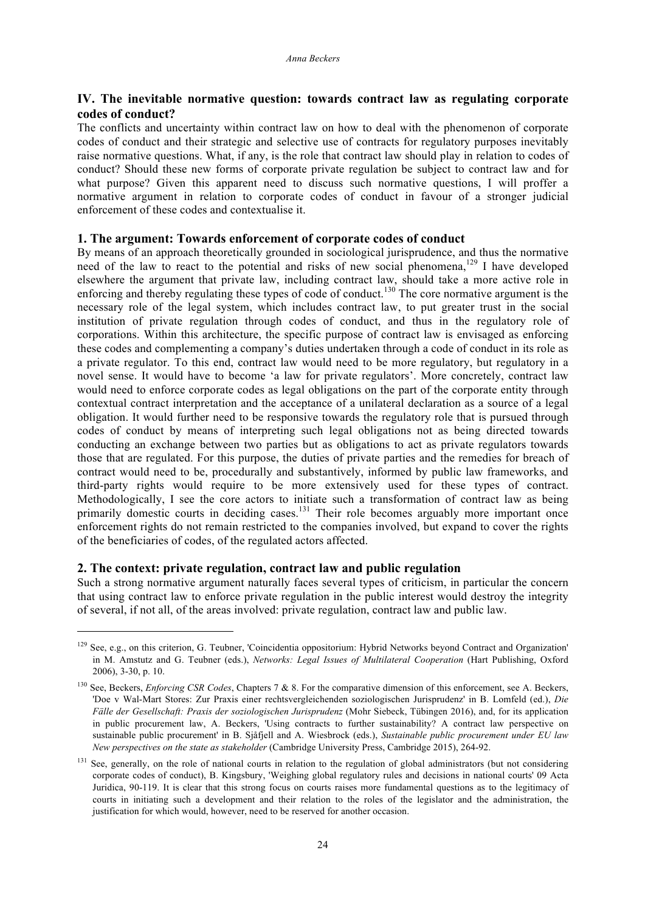## IV. The inevitable normative question: towards contract law as regulating corporate codes of conduct?

The conflicts and uncertainty within contract law on how to deal with the phenomenon of corporate codes of conduct and their strategic and selective use of contracts for regulatory purposes inevitably raise normative questions. What, if any, is the role that contract law should play in relation to codes of conduct? Should these new forms of corporate private regulation be subject to contract law and for what purpose? Given this apparent need to discuss such normative questions, I will proffer a normative argument in relation to corporate codes of conduct in favour of a stronger judicial enforcement of these codes and contextualise it.

### 1. The argument: Towards enforcement of corporate codes of conduct

By means of an approach theoretically grounded in sociological jurisprudence, and thus the normative need of the law to react to the potential and risks of new social phenomena,[129] I have developed elsewhere the argument that private law, including contract law, should take a more active role in enforcing and thereby regulating these types of code of conduct.[130] The core normative argument is the necessary role of the legal system, which includes contract law, to put greater trust in the social institution of private regulation through codes of conduct, and thus in the regulatory role of corporations. Within this architecture, the specific purpose of contract law is envisaged as enforcing these codes and complementing a company's duties undertaken through a code of conduct in its role as a private regulator. To this end, contract law would need to be more regulatory, but regulatory in a novel sense. It would have to become 'a law for private regulators'. More concretely, contract law would need to enforce corporate codes as legal obligations on the part of the corporate entity through contextual contract interpretation and the acceptance of a unilateral declaration as a source of a legal obligation. It would further need to be responsive towards the regulatory role that is pursued through codes of conduct by means of interpreting such legal obligations not as being directed towards conducting an exchange between two parties but as obligations to act as private regulators towards those that are regulated. For this purpose, the duties of private parties and the remedies for breach of contract would need to be, procedurally and substantively, informed by public law frameworks, and third-party rights would require to be more extensively used for these types of contract. Methodologically, I see the core actors to initiate such a transformation of contract law as being primarily domestic courts in deciding cases.[131] Their role becomes arguably more important once enforcement rights do not remain restricted to the companies involved, but expand to cover the rights of the beneficiaries of codes, of the regulated actors affected.

### 2. The context: private regulation, contract law and public regulation

Such a strong normative argument naturally faces several types of criticism, in particular the concern that using contract law to enforce private regulation in the public interest would destroy the integrity of several, if not all, of the areas involved: private regulation, contract law and public law.

---

[129] See, e.g., on this criterion, G. Teubner, 'Coincidentia oppositorium: Hybrid Networks beyond Contract and Organization' in M. Amstutz and G. Teubner (eds.), *Networks: Legal Issues of Multilateral Cooperation* (Hart Publishing, Oxford 2006), 3-30, p. 10.

[130] See, Beckers, *Enforcing CSR Codes*, Chapters 7 & 8. For the comparative dimension of this enforcement, see A. Beckers, 'Doe v Wal-Mart Stores: Zur Praxis einer rechtsvergleichenden soziologischen Jurisprudenz' in B. Lomfeld (ed.), *Die Fälle der Gesellschaft: Praxis der soziologischen Jurisprudenz* (Mohr Siebeck, Tübingen 2016), and, for its application in public procurement law, A. Beckers, 'Using contracts to further sustainability? A contract law perspective on sustainable public procurement' in B. Sjåfjell and A. Wiesbrock (eds.), *Sustainable public procurement under EU law New perspectives on the state as stakeholder* (Cambridge University Press, Cambridge 2015), 264-92.

[131] See, generally, on the role of national courts in relation to the regulation of global administrators (but not considering corporate codes of conduct), B. Kingsbury, 'Weighing global regulatory rules and decisions in national courts' 09 Acta Juridica, 90-119. It is clear that this strong focus on courts raises more fundamental questions as to the legitimacy of courts in initiating such a development and their relation to the roles of the legislator and the administration, the justification for which would, however, need to be reserved for another occasion.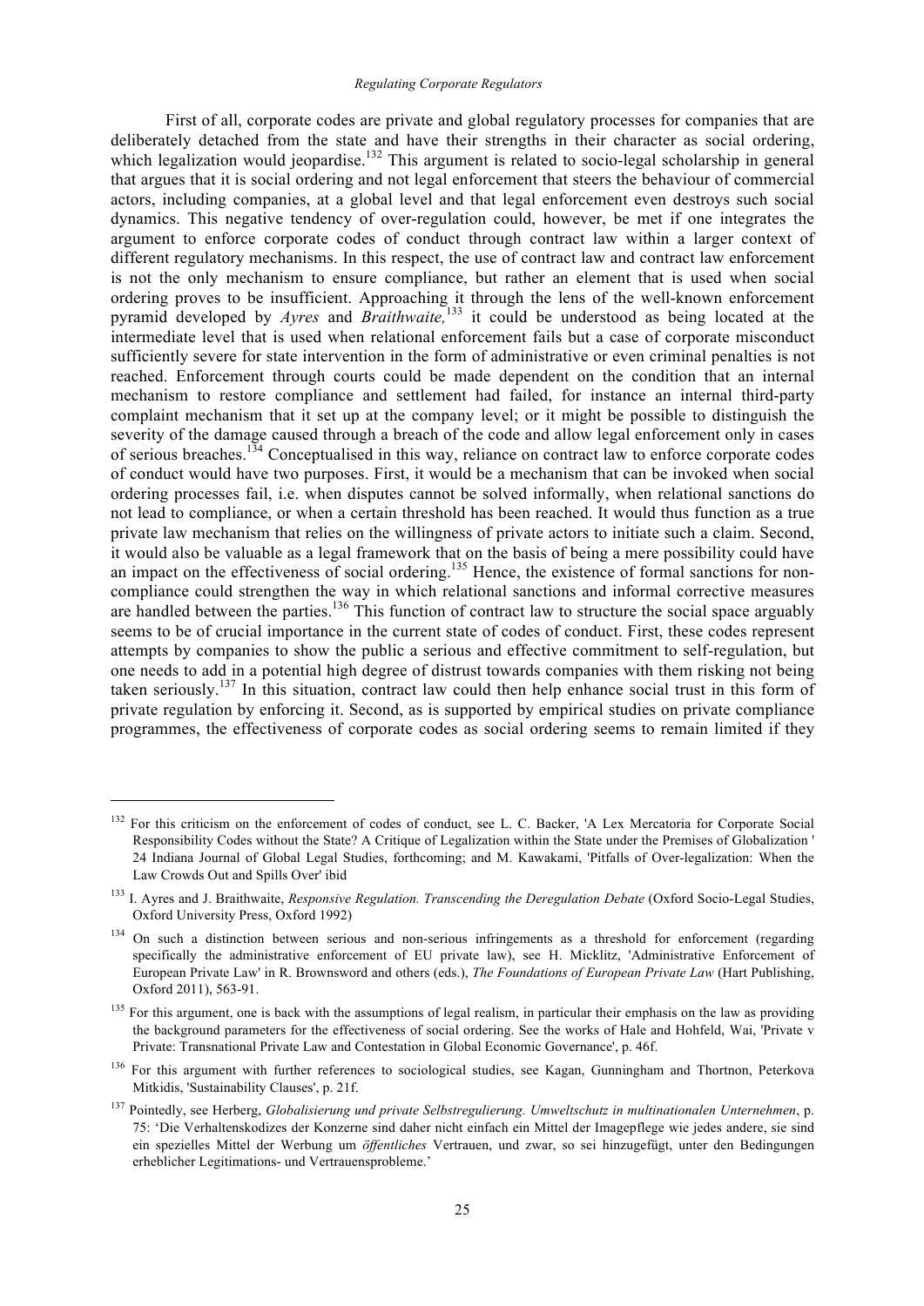First of all, corporate codes are private and global regulatory processes for companies that are deliberately detached from the state and have their strengths in their character as social ordering, which legalization would jeopardise.[132] This argument is related to socio-legal scholarship in general that argues that it is social ordering and not legal enforcement that steers the behaviour of commercial actors, including companies, at a global level and that legal enforcement even destroys such social dynamics. This negative tendency of over-regulation could, however, be met if one integrates the argument to enforce corporate codes of conduct through contract law within a larger context of different regulatory mechanisms. In this respect, the use of contract law and contract law enforcement is not the only mechanism to ensure compliance, but rather an element that is used when social ordering proves to be insufficient. Approaching it through the lens of the well-known enforcement pyramid developed by *Ayres* and *Braithwaite,*[133] it could be understood as being located at the intermediate level that is used when relational enforcement fails but a case of corporate misconduct sufficiently severe for state intervention in the form of administrative or even criminal penalties is not reached. Enforcement through courts could be made dependent on the condition that an internal mechanism to restore compliance and settlement had failed, for instance an internal third-party complaint mechanism that it set up at the company level; or it might be possible to distinguish the severity of the damage caused through a breach of the code and allow legal enforcement only in cases of serious breaches.[134] Conceptualised in this way, reliance on contract law to enforce corporate codes of conduct would have two purposes. First, it would be a mechanism that can be invoked when social ordering processes fail, i.e. when disputes cannot be solved informally, when relational sanctions do not lead to compliance, or when a certain threshold has been reached. It would thus function as a true private law mechanism that relies on the willingness of private actors to initiate such a claim. Second, it would also be valuable as a legal framework that on the basis of being a mere possibility could have an impact on the effectiveness of social ordering.[135] Hence, the existence of formal sanctions for non-compliance could strengthen the way in which relational sanctions and informal corrective measures are handled between the parties.[136] This function of contract law to structure the social space arguably seems to be of crucial importance in the current state of codes of conduct. First, these codes represent attempts by companies to show the public a serious and effective commitment to self-regulation, but one needs to add in a potential high degree of distrust towards companies with them risking not being taken seriously.[137] In this situation, contract law could then help enhance social trust in this form of private regulation by enforcing it. Second, as is supported by empirical studies on private compliance programmes, the effectiveness of corporate codes as social ordering seems to remain limited if they

---

[132] For this criticism on the enforcement of codes of conduct, see L. C. Backer, 'A Lex Mercatoria for Corporate Social Responsibility Codes without the State? A Critique of Legalization within the State under the Premises of Globalization ' 24 Indiana Journal of Global Legal Studies, forthcoming; and M. Kawakami, 'Pitfalls of Over-legalization: When the Law Crowds Out and Spills Over' ibid

[133] I. Ayres and J. Braithwaite, *Responsive Regulation. Transcending the Deregulation Debate* (Oxford Socio-Legal Studies, Oxford University Press, Oxford 1992)

[134] On such a distinction between serious and non-serious infringements as a threshold for enforcement (regarding specifically the administrative enforcement of EU private law), see H. Micklitz, 'Administrative Enforcement of European Private Law' in R. Brownsword and others (eds.), *The Foundations of European Private Law* (Hart Publishing, Oxford 2011), 563-91.

[135] For this argument, one is back with the assumptions of legal realism, in particular their emphasis on the law as providing the background parameters for the effectiveness of social ordering. See the works of Hale and Hohfeld, Wai, 'Private v Private: Transnational Private Law and Contestation in Global Economic Governance', p. 46f.

[136] For this argument with further references to sociological studies, see Kagan, Gunningham and Thortnon, Peterkova Mitkidis, 'Sustainability Clauses', p. 21f.

[137] Pointedly, see Herberg, *Globalisierung und private Selbstregulierung. Umweltschutz in multinationalen Unternehmen*, p. 75: 'Die Verhaltenskodizes der Konzerne sind daher nicht einfach ein Mittel der Imagepflege wie jedes andere, sie sind ein spezielles Mittel der Werbung um *öffentliches* Vertrauen, und zwar, so sei hinzugefügt, unter den Bedingungen erheblicher Legitimations- und Vertrauensprobleme.'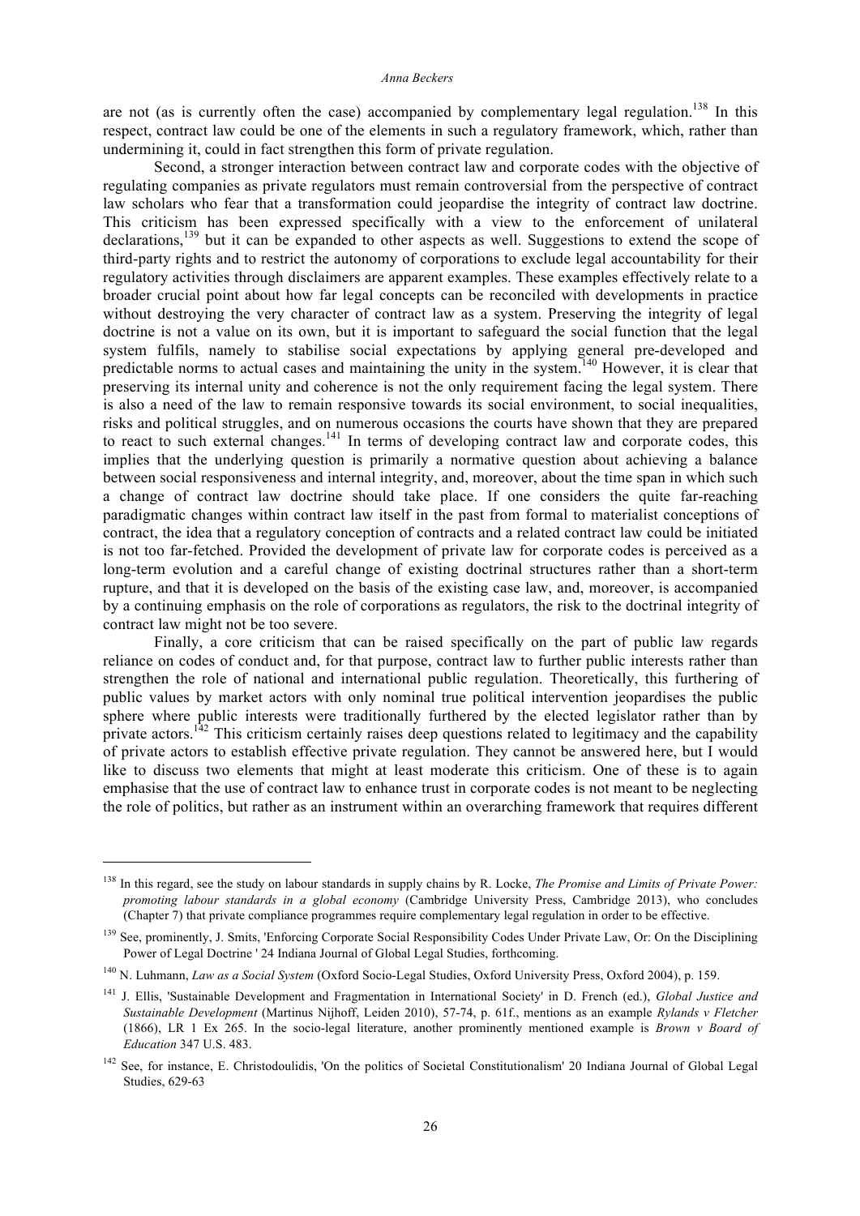are not (as is currently often the case) accompanied by complementary legal regulation.[138] In this respect, contract law could be one of the elements in such a regulatory framework, which, rather than undermining it, could in fact strengthen this form of private regulation.

Second, a stronger interaction between contract law and corporate codes with the objective of regulating companies as private regulators must remain controversial from the perspective of contract law scholars who fear that a transformation could jeopardise the integrity of contract law doctrine. This criticism has been expressed specifically with a view to the enforcement of unilateral declarations,[139] but it can be expanded to other aspects as well. Suggestions to extend the scope of third-party rights and to restrict the autonomy of corporations to exclude legal accountability for their regulatory activities through disclaimers are apparent examples. These examples effectively relate to a broader crucial point about how far legal concepts can be reconciled with developments in practice without destroying the very character of contract law as a system. Preserving the integrity of legal doctrine is not a value on its own, but it is important to safeguard the social function that the legal system fulfils, namely to stabilise social expectations by applying general pre-developed and predictable norms to actual cases and maintaining the unity in the system.[140] However, it is clear that preserving its internal unity and coherence is not the only requirement facing the legal system. There is also a need of the law to remain responsive towards its social environment, to social inequalities, risks and political struggles, and on numerous occasions the courts have shown that they are prepared to react to such external changes.[141] In terms of developing contract law and corporate codes, this implies that the underlying question is primarily a normative question about achieving a balance between social responsiveness and internal integrity, and, moreover, about the time span in which such a change of contract law doctrine should take place. If one considers the quite far-reaching paradigmatic changes within contract law itself in the past from formal to materialist conceptions of contract, the idea that a regulatory conception of contracts and a related contract law could be initiated is not too far-fetched. Provided the development of private law for corporate codes is perceived as a long-term evolution and a careful change of existing doctrinal structures rather than a short-term rupture, and that it is developed on the basis of the existing case law, and, moreover, is accompanied by a continuing emphasis on the role of corporations as regulators, the risk to the doctrinal integrity of contract law might not be too severe.

Finally, a core criticism that can be raised specifically on the part of public law regards reliance on codes of conduct and, for that purpose, contract law to further public interests rather than strengthen the role of national and international public regulation. Theoretically, this furthering of public values by market actors with only nominal true political intervention jeopardises the public sphere where public interests were traditionally furthered by the elected legislator rather than by private actors.[142] This criticism certainly raises deep questions related to legitimacy and the capability of private actors to establish effective private regulation. They cannot be answered here, but I would like to discuss two elements that might at least moderate this criticism. One of these is to again emphasise that the use of contract law to enhance trust in corporate codes is not meant to be neglecting the role of politics, but rather as an instrument within an overarching framework that requires different

---

[138] In this regard, see the study on labour standards in supply chains by R. Locke, *The Promise and Limits of Private Power: promoting labour standards in a global economy* (Cambridge University Press, Cambridge 2013), who concludes (Chapter 7) that private compliance programmes require complementary legal regulation in order to be effective.

[139] See, prominently, J. Smits, 'Enforcing Corporate Social Responsibility Codes Under Private Law, Or: On the Disciplining Power of Legal Doctrine ' 24 Indiana Journal of Global Legal Studies, forthcoming.

[140] N. Luhmann, *Law as a Social System* (Oxford Socio-Legal Studies, Oxford University Press, Oxford 2004), p. 159.

[141] J. Ellis, 'Sustainable Development and Fragmentation in International Society' in D. French (ed.), *Global Justice and Sustainable Development* (Martinus Nijhoff, Leiden 2010), 57-74, p. 61f., mentions as an example *Rylands v Fletcher* (1866), LR 1 Ex 265. In the socio-legal literature, another prominently mentioned example is *Brown v Board of Education* 347 U.S. 483.

[142] See, for instance, E. Christodoulidis, 'On the politics of Societal Constitutionalism' 20 Indiana Journal of Global Legal Studies, 629-63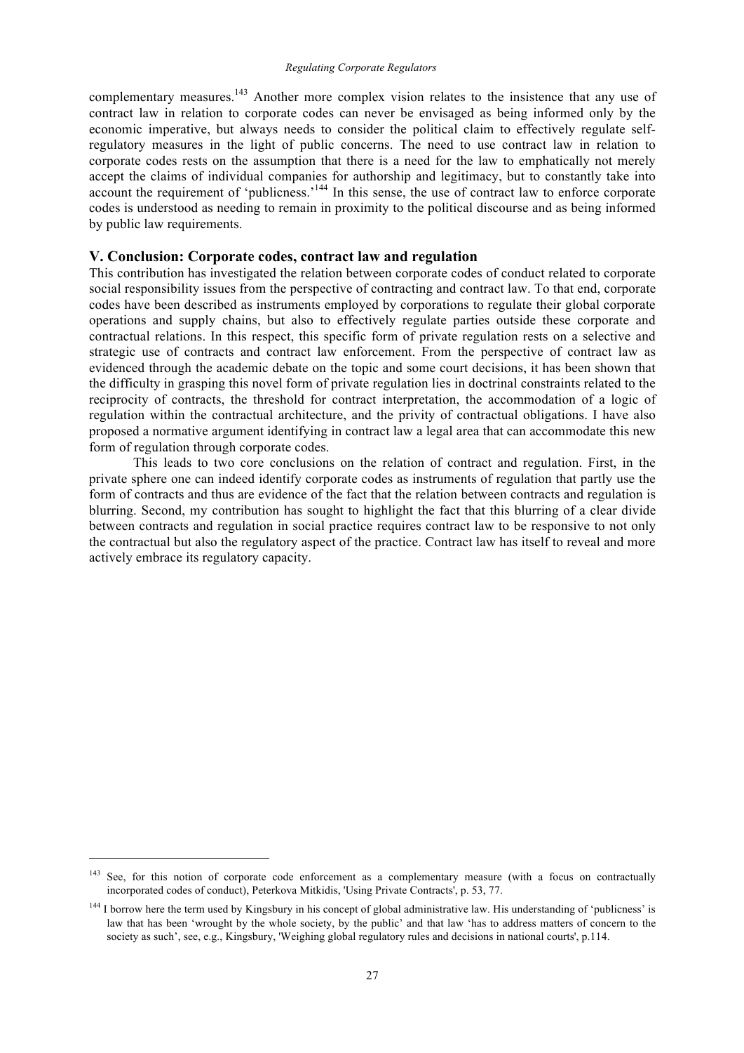complementary measures.[143] Another more complex vision relates to the insistence that any use of contract law in relation to corporate codes can never be envisaged as being informed only by the economic imperative, but always needs to consider the political claim to effectively regulate self-regulatory measures in the light of public concerns. The need to use contract law in relation to corporate codes rests on the assumption that there is a need for the law to emphatically not merely accept the claims of individual companies for authorship and legitimacy, but to constantly take into account the requirement of 'publicness.'[144] In this sense, the use of contract law to enforce corporate codes is understood as needing to remain in proximity to the political discourse and as being informed by public law requirements.

## V. Conclusion: Corporate codes, contract law and regulation

This contribution has investigated the relation between corporate codes of conduct related to corporate social responsibility issues from the perspective of contracting and contract law. To that end, corporate codes have been described as instruments employed by corporations to regulate their global corporate operations and supply chains, but also to effectively regulate parties outside these corporate and contractual relations. In this respect, this specific form of private regulation rests on a selective and strategic use of contracts and contract law enforcement. From the perspective of contract law as evidenced through the academic debate on the topic and some court decisions, it has been shown that the difficulty in grasping this novel form of private regulation lies in doctrinal constraints related to the reciprocity of contracts, the threshold for contract interpretation, the accommodation of a logic of regulation within the contractual architecture, and the privity of contractual obligations. I have also proposed a normative argument identifying in contract law a legal area that can accommodate this new form of regulation through corporate codes.

This leads to two core conclusions on the relation of contract and regulation. First, in the private sphere one can indeed identify corporate codes as instruments of regulation that partly use the form of contracts and thus are evidence of the fact that the relation between contracts and regulation is blurring. Second, my contribution has sought to highlight the fact that this blurring of a clear divide between contracts and regulation in social practice requires contract law to be responsive to not only the contractual but also the regulatory aspect of the practice. Contract law has itself to reveal and more actively embrace its regulatory capacity.

---

[143] See, for this notion of corporate code enforcement as a complementary measure (with a focus on contractually incorporated codes of conduct), Peterkova Mitkidis, 'Using Private Contracts', p. 53, 77.

[144] I borrow here the term used by Kingsbury in his concept of global administrative law. His understanding of 'publicness' is law that has been 'wrought by the whole society, by the public' and that law 'has to address matters of concern to the society as such', see, e.g., Kingsbury, 'Weighing global regulatory rules and decisions in national courts', p.114.